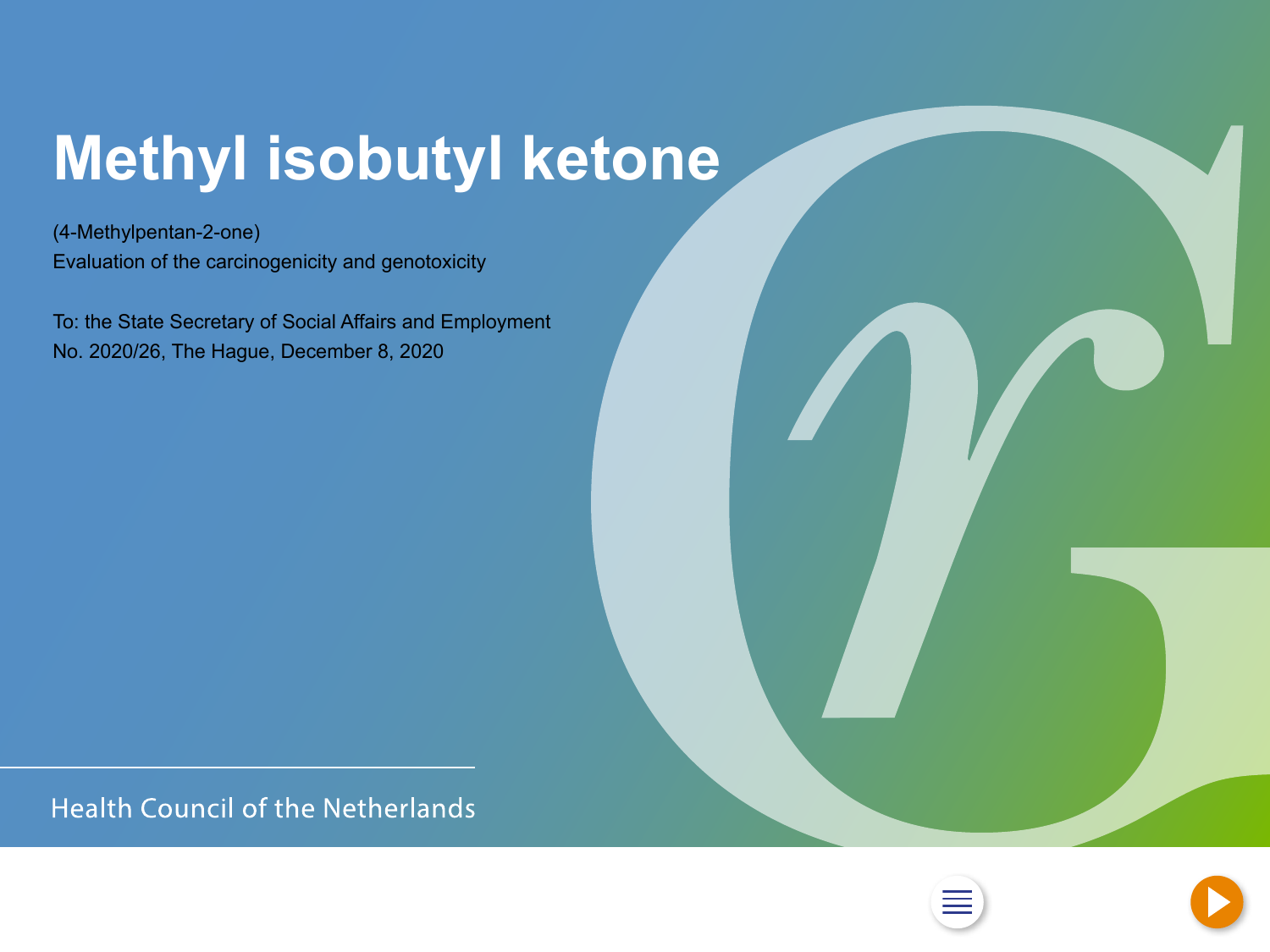# Methyl isobutyl ketone

(4-Methylpentan-2-one)

Evaluation of the carcinogenicity and genotoxicity

To: the State Secretary of Social Affairs and Employment

No. 2020/26, The Hague, December 8, 2020

Health Council of the Netherlands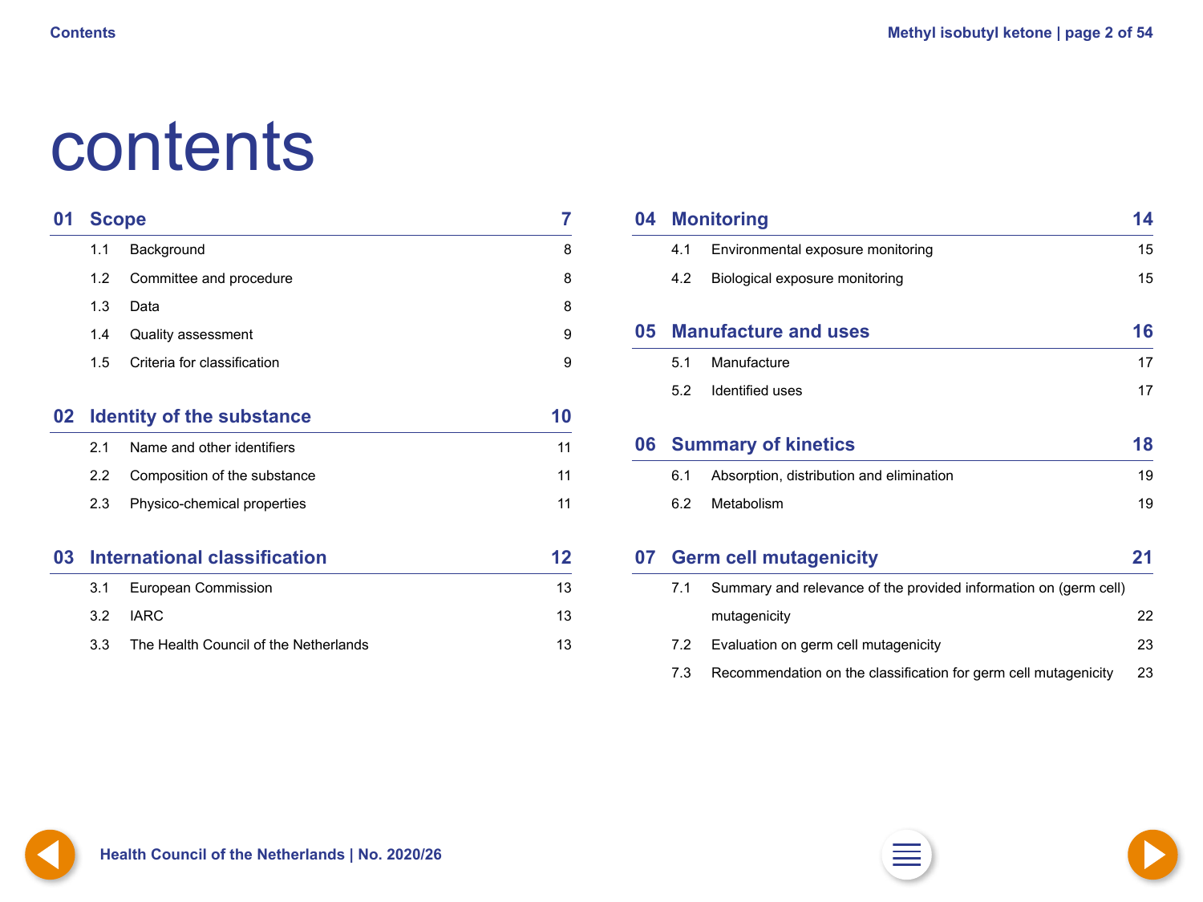# contents

## 01 Scope — 7

- 1.1 Background — 8
- 1.2 Committee and procedure — 8
- 1.3 Data — 8
- 1.4 Quality assessment — 9
- 1.5 Criteria for classification — 9

## 02 Identity of the substance — 10

- 2.1 Name and other identifiers — 11
- 2.2 Composition of the substance — 11
- 2.3 Physico-chemical properties — 11

## 03 International classification — 12

- 3.1 European Commission — 13
- 3.2 IARC — 13
- 3.3 The Health Council of the Netherlands — 13

## 04 Monitoring — 14

- 4.1 Environmental exposure monitoring — 15
- 4.2 Biological exposure monitoring — 15

## 05 Manufacture and uses — 16

- 5.1 Manufacture — 17
- 5.2 Identified uses — 17

## 06 Summary of kinetics — 18

- 6.1 Absorption, distribution and elimination — 19
- 6.2 Metabolism — 19

## 07 Germ cell mutagenicity — 21

- 7.1 Summary and relevance of the provided information on (germ cell) mutagenicity — 22
- 7.2 Evaluation on germ cell mutagenicity — 23
- 7.3 Recommendation on the classification for germ cell mutagenicity — 23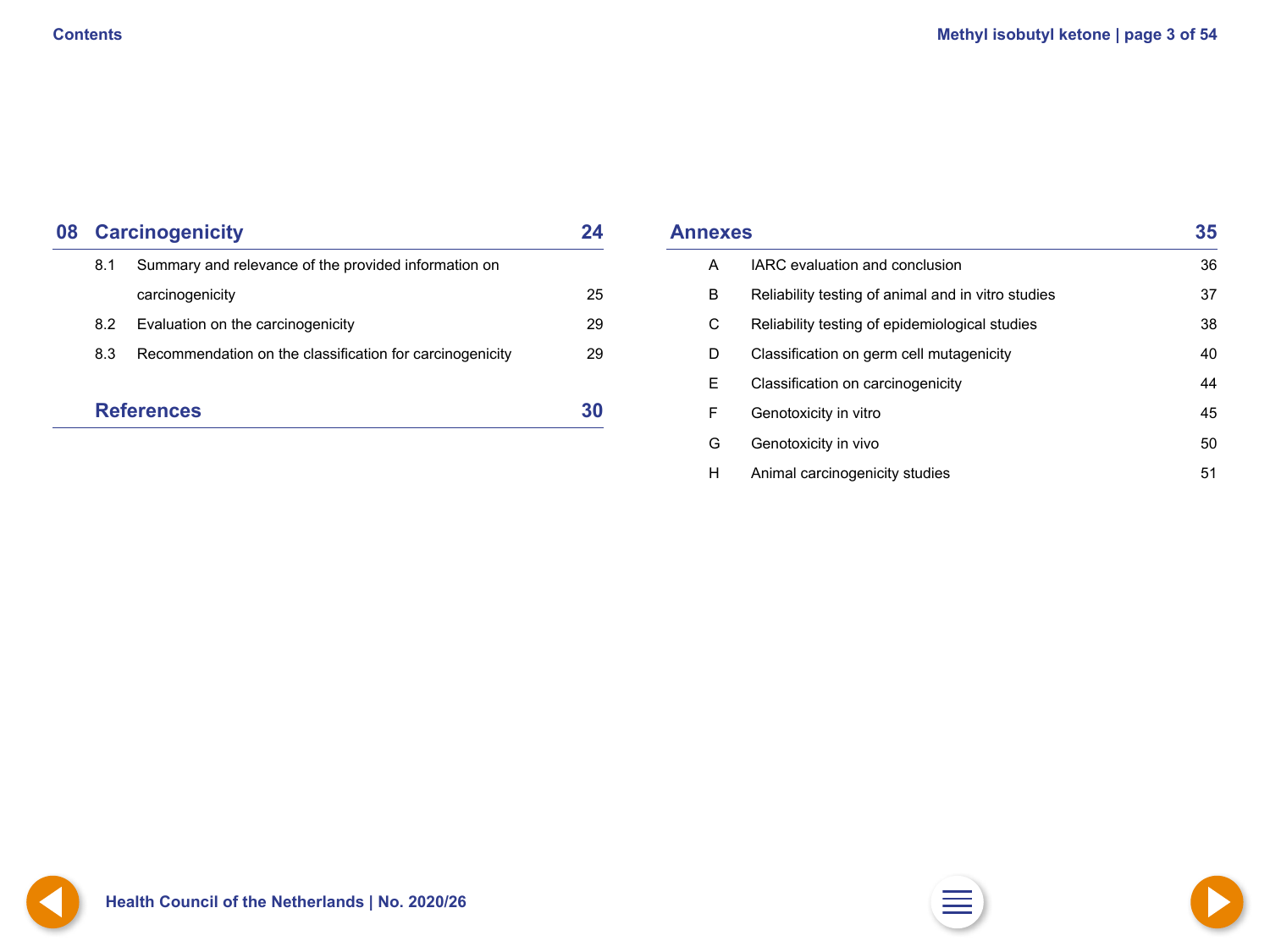## 08 Carcinogenicity 24

| | | |
|---|---|---|
| 8.1 | Summary and relevance of the provided information on carcinogenicity | 25 |
| 8.2 | Evaluation on the carcinogenicity | 29 |
| 8.3 | Recommendation on the classification for carcinogenicity | 29 |

## References 30

## Annexes 35

| | | |
|---|---|---|
| A | IARC evaluation and conclusion | 36 |
| B | Reliability testing of animal and in vitro studies | 37 |
| C | Reliability testing of epidemiological studies | 38 |
| D | Classification on germ cell mutagenicity | 40 |
| E | Classification on carcinogenicity | 44 |
| F | Genotoxicity in vitro | 45 |
| G | Genotoxicity in vivo | 50 |
| H | Animal carcinogenicity studies | 51 |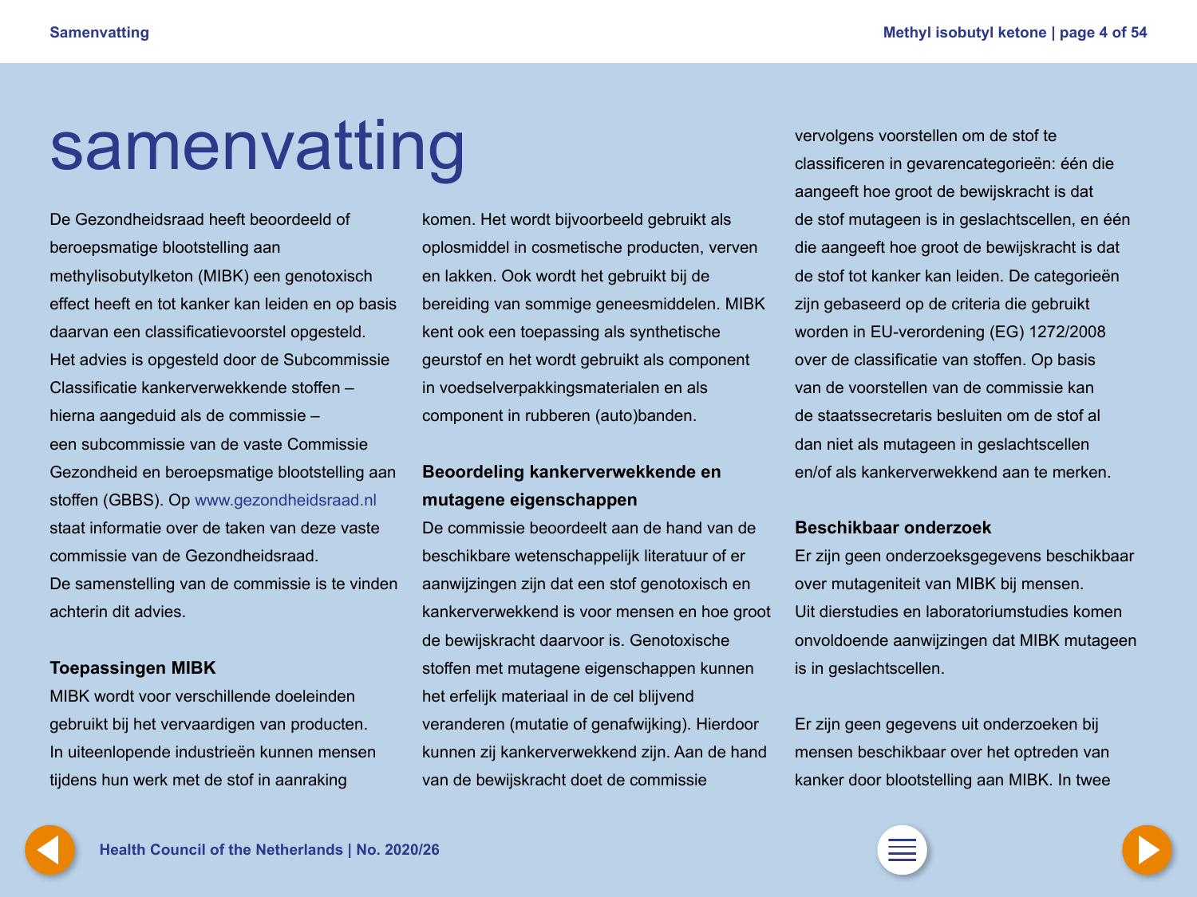# samenvatting

De Gezondheidsraad heeft beoordeeld of beroepsmatige blootstelling aan methylisobutylketon (MIBK) een genotoxisch effect heeft en tot kanker kan leiden en op basis daarvan een classificatievoorstel opgesteld. Het advies is opgesteld door de Subcommissie Classificatie kankerverwekkende stoffen – hierna aangeduid als de commissie – een subcommissie van de vaste Commissie Gezondheid en beroepsmatige blootstelling aan stoffen (GBBS). Op www.gezondheidsraad.nl staat informatie over de taken van deze vaste commissie van de Gezondheidsraad. De samenstelling van de commissie is te vinden achterin dit advies.

## Toepassingen MIBK

MIBK wordt voor verschillende doeleinden gebruikt bij het vervaardigen van producten. In uiteenlopende industrieën kunnen mensen tijdens hun werk met de stof in aanraking komen. Het wordt bijvoorbeeld gebruikt als oplosmiddel in cosmetische producten, verven en lakken. Ook wordt het gebruikt bij de bereiding van sommige geneesmiddelen. MIBK kent ook een toepassing als synthetische geurstof en het wordt gebruikt als component in voedselverpakkingsmaterialen en als component in rubberen (auto)banden.

## Beoordeling kankerverwekkende en mutagene eigenschappen

De commissie beoordeelt aan de hand van de beschikbare wetenschappelijk literatuur of er aanwijzingen zijn dat een stof genotoxisch en kankerverwekkend is voor mensen en hoe groot de bewijskracht daarvoor is. Genotoxische stoffen met mutagene eigenschappen kunnen het erfelijk materiaal in de cel blijvend veranderen (mutatie of genafwijking). Hierdoor kunnen zij kankerverwekkend zijn. Aan de hand van de bewijskracht doet de commissie vervolgens voorstellen om de stof te classificeren in gevarencategorieën: één die aangeeft hoe groot de bewijskracht is dat de stof mutageen is in geslachtscellen, en één die aangeeft hoe groot de bewijskracht is dat de stof tot kanker kan leiden. De categorieën zijn gebaseerd op de criteria die gebruikt worden in EU-verordening (EG) 1272/2008 over de classificatie van stoffen. Op basis van de voorstellen van de commissie kan de staatssecretaris besluiten om de stof al dan niet als mutageen in geslachtscellen en/of als kankerverwekkend aan te merken.

## Beschikbaar onderzoek

Er zijn geen onderzoeksgegevens beschikbaar over mutageniteit van MIBK bij mensen. Uit dierstudies en laboratoriumstudies komen onvoldoende aanwijzingen dat MIBK mutageen is in geslachtscellen.

Er zijn geen gegevens uit onderzoeken bij mensen beschikbaar over het optreden van kanker door blootstelling aan MIBK. In twee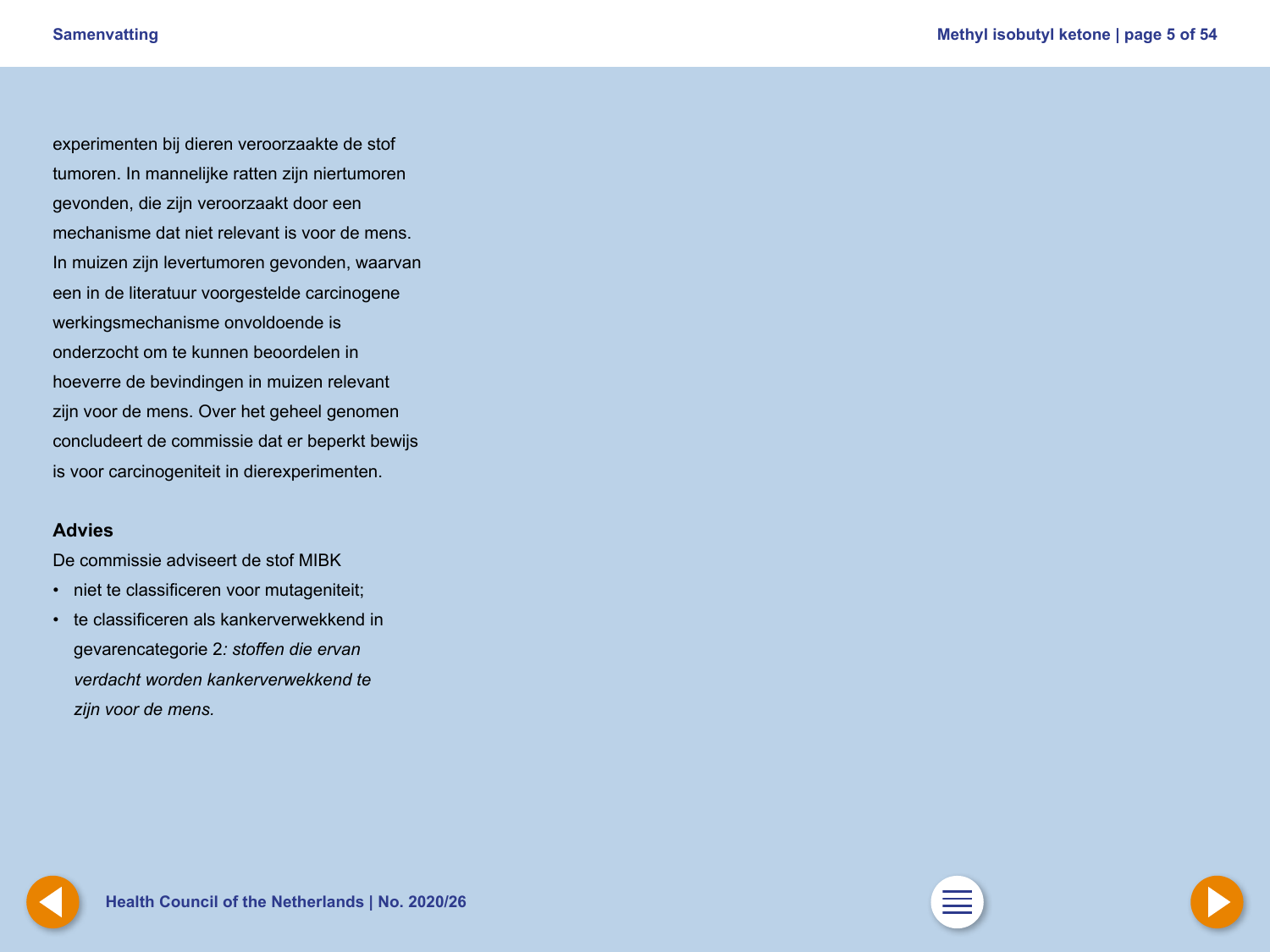experimenten bij dieren veroorzaakte de stof tumoren. In mannelijke ratten zijn niertumoren gevonden, die zijn veroorzaakt door een mechanisme dat niet relevant is voor de mens. In muizen zijn levertumoren gevonden, waarvan een in de literatuur voorgestelde carcinogene werkingsmechanisme onvoldoende is onderzocht om te kunnen beoordelen in hoeverre de bevindingen in muizen relevant zijn voor de mens. Over het geheel genomen concludeert de commissie dat er beperkt bewijs is voor carcinogeniteit in dierexperimenten.

## Advies

De commissie adviseert de stof MIBK

- niet te classificeren voor mutageniteit;
- te classificeren als kankerverwekkend in gevarencategorie 2*: stoffen die ervan verdacht worden kankerverwekkend te zijn voor de mens.*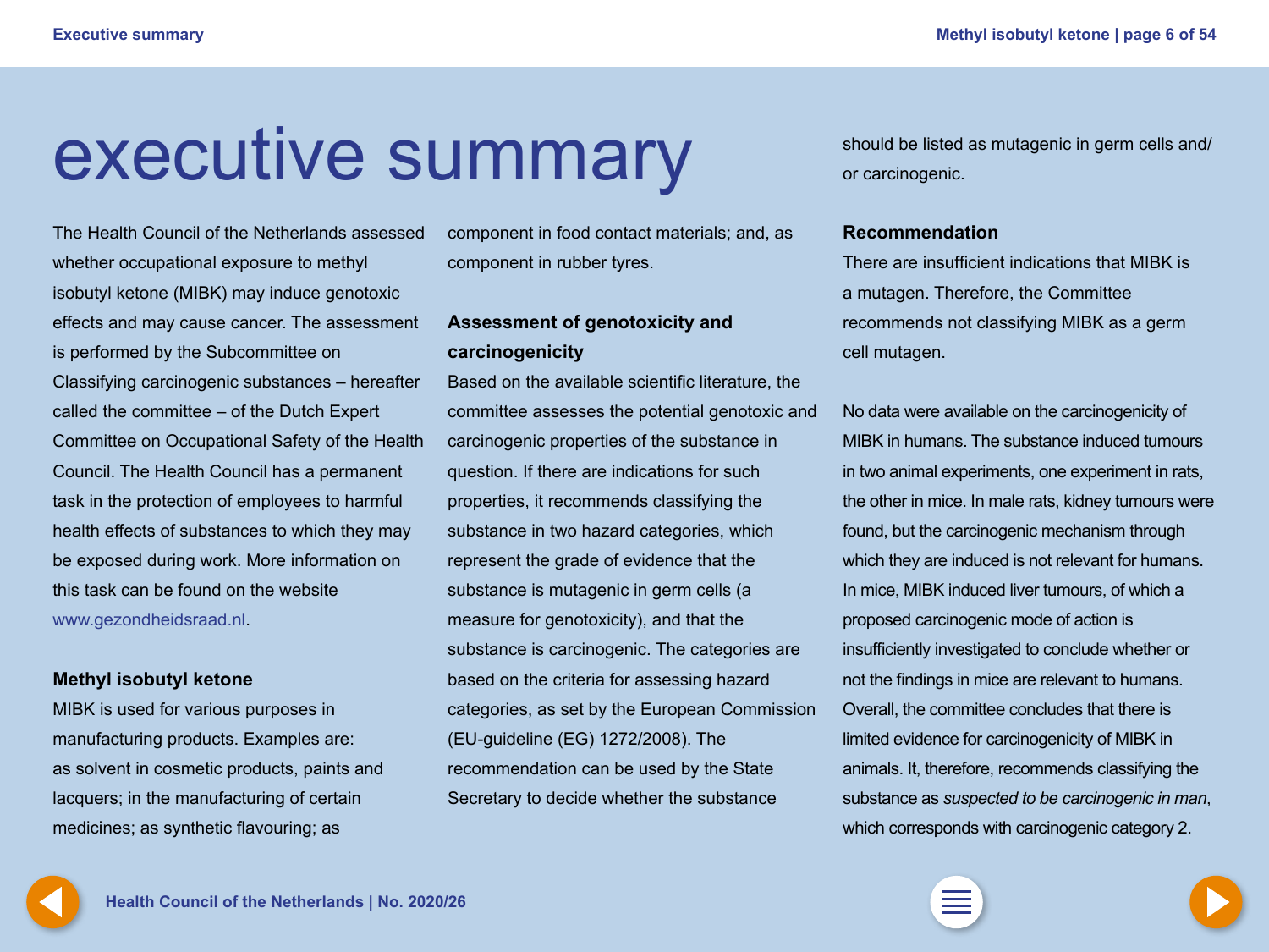# executive summary

The Health Council of the Netherlands assessed whether occupational exposure to methyl isobutyl ketone (MIBK) may induce genotoxic effects and may cause cancer. The assessment is performed by the Subcommittee on Classifying carcinogenic substances – hereafter called the committee – of the Dutch Expert Committee on Occupational Safety of the Health Council. The Health Council has a permanent task in the protection of employees to harmful health effects of substances to which they may be exposed during work. More information on this task can be found on the website www.gezondheidsraad.nl.

### Methyl isobutyl ketone

MIBK is used for various purposes in manufacturing products. Examples are: as solvent in cosmetic products, paints and lacquers; in the manufacturing of certain medicines; as synthetic flavouring; as component in food contact materials; and, as component in rubber tyres.

### Assessment of genotoxicity and carcinogenicity

Based on the available scientific literature, the committee assesses the potential genotoxic and carcinogenic properties of the substance in question. If there are indications for such properties, it recommends classifying the substance in two hazard categories, which represent the grade of evidence that the substance is mutagenic in germ cells (a measure for genotoxicity), and that the substance is carcinogenic. The categories are based on the criteria for assessing hazard categories, as set by the European Commission (EU-guideline (EG) 1272/2008). The recommendation can be used by the State Secretary to decide whether the substance should be listed as mutagenic in germ cells and/or carcinogenic.

### Recommendation

There are insufficient indications that MIBK is a mutagen. Therefore, the Committee recommends not classifying MIBK as a germ cell mutagen.

No data were available on the carcinogenicity of MIBK in humans. The substance induced tumours in two animal experiments, one experiment in rats, the other in mice. In male rats, kidney tumours were found, but the carcinogenic mechanism through which they are induced is not relevant for humans. In mice, MIBK induced liver tumours, of which a proposed carcinogenic mode of action is insufficiently investigated to conclude whether or not the findings in mice are relevant to humans. Overall, the committee concludes that there is limited evidence for carcinogenicity of MIBK in animals. It, therefore, recommends classifying the substance as *suspected to be carcinogenic in man*, which corresponds with carcinogenic category 2.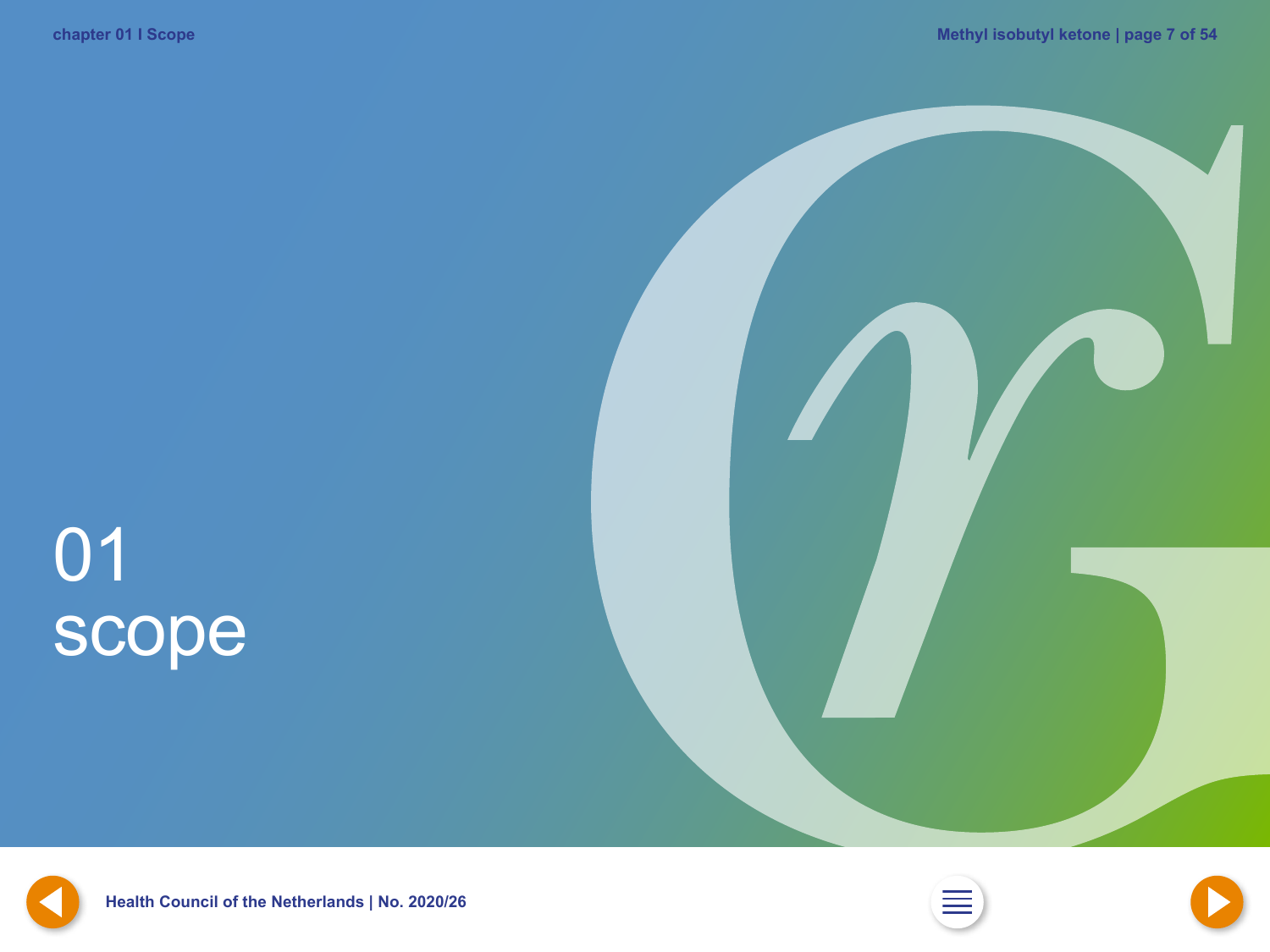# 01 scope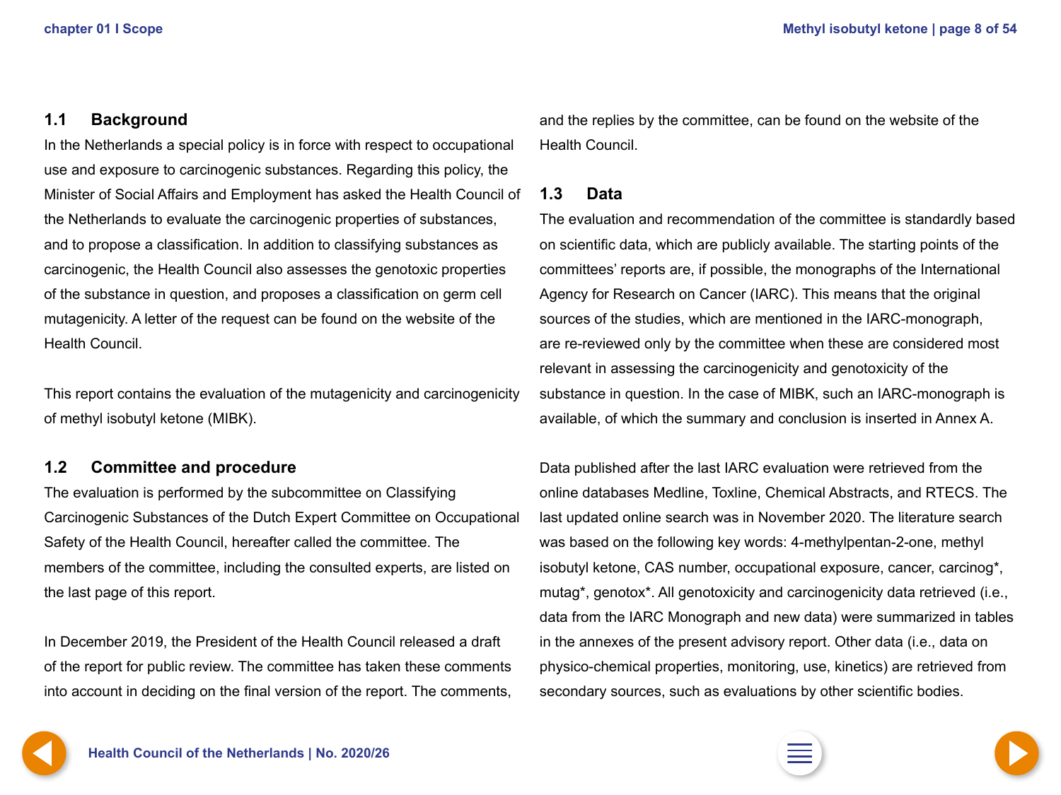## 1.1 Background

In the Netherlands a special policy is in force with respect to occupational use and exposure to carcinogenic substances. Regarding this policy, the Minister of Social Affairs and Employment has asked the Health Council of the Netherlands to evaluate the carcinogenic properties of substances, and to propose a classification. In addition to classifying substances as carcinogenic, the Health Council also assesses the genotoxic properties of the substance in question, and proposes a classification on germ cell mutagenicity. A letter of the request can be found on the website of the Health Council.

This report contains the evaluation of the mutagenicity and carcinogenicity of methyl isobutyl ketone (MIBK).

## 1.2 Committee and procedure

The evaluation is performed by the subcommittee on Classifying Carcinogenic Substances of the Dutch Expert Committee on Occupational Safety of the Health Council, hereafter called the committee. The members of the committee, including the consulted experts, are listed on the last page of this report.

In December 2019, the President of the Health Council released a draft of the report for public review. The committee has taken these comments into account in deciding on the final version of the report. The comments, and the replies by the committee, can be found on the website of the Health Council.

## 1.3 Data

The evaluation and recommendation of the committee is standardly based on scientific data, which are publicly available. The starting points of the committees' reports are, if possible, the monographs of the International Agency for Research on Cancer (IARC). This means that the original sources of the studies, which are mentioned in the IARC-monograph, are re-reviewed only by the committee when these are considered most relevant in assessing the carcinogenicity and genotoxicity of the substance in question. In the case of MIBK, such an IARC-monograph is available, of which the summary and conclusion is inserted in Annex A.

Data published after the last IARC evaluation were retrieved from the online databases Medline, Toxline, Chemical Abstracts, and RTECS. The last updated online search was in November 2020. The literature search was based on the following key words: 4-methylpentan-2-one, methyl isobutyl ketone, CAS number, occupational exposure, cancer, carcinog*, mutag*, genotox*. All genotoxicity and carcinogenicity data retrieved (i.e., data from the IARC Monograph and new data) were summarized in tables in the annexes of the present advisory report. Other data (i.e., data on physico-chemical properties, monitoring, use, kinetics) are retrieved from secondary sources, such as evaluations by other scientific bodies.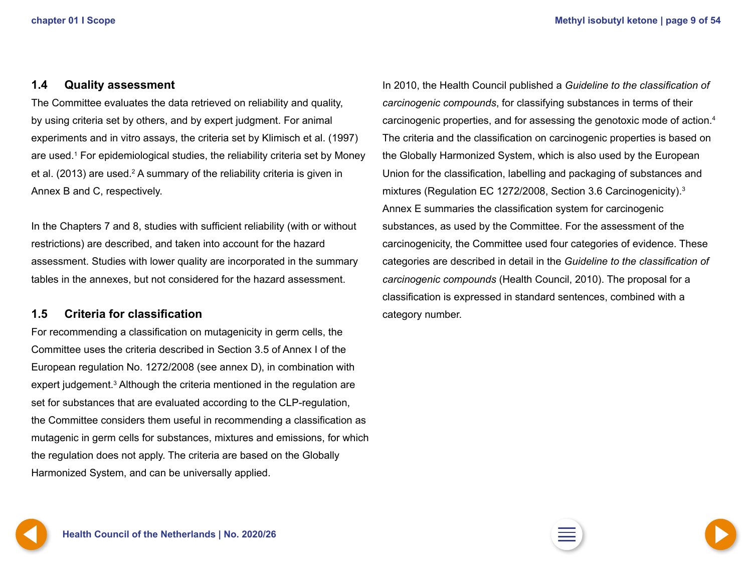## 1.4 Quality assessment

The Committee evaluates the data retrieved on reliability and quality, by using criteria set by others, and by expert judgment. For animal experiments and in vitro assays, the criteria set by Klimisch et al. (1997) are used.[1] For epidemiological studies, the reliability criteria set by Money et al. (2013) are used.[2] A summary of the reliability criteria is given in Annex B and C, respectively.

In the Chapters 7 and 8, studies with sufficient reliability (with or without restrictions) are described, and taken into account for the hazard assessment. Studies with lower quality are incorporated in the summary tables in the annexes, but not considered for the hazard assessment.

## 1.5 Criteria for classification

For recommending a classification on mutagenicity in germ cells, the Committee uses the criteria described in Section 3.5 of Annex I of the European regulation No. 1272/2008 (see annex D), in combination with expert judgement.[3] Although the criteria mentioned in the regulation are set for substances that are evaluated according to the CLP-regulation, the Committee considers them useful in recommending a classification as mutagenic in germ cells for substances, mixtures and emissions, for which the regulation does not apply. The criteria are based on the Globally Harmonized System, and can be universally applied.

In 2010, the Health Council published a *Guideline to the classification of carcinogenic compounds*, for classifying substances in terms of their carcinogenic properties, and for assessing the genotoxic mode of action.[4] The criteria and the classification on carcinogenic properties is based on the Globally Harmonized System, which is also used by the European Union for the classification, labelling and packaging of substances and mixtures (Regulation EC 1272/2008, Section 3.6 Carcinogenicity).[3] Annex E summaries the classification system for carcinogenic substances, as used by the Committee. For the assessment of the carcinogenicity, the Committee used four categories of evidence. These categories are described in detail in the *Guideline to the classification of carcinogenic compounds* (Health Council, 2010). The proposal for a classification is expressed in standard sentences, combined with a category number.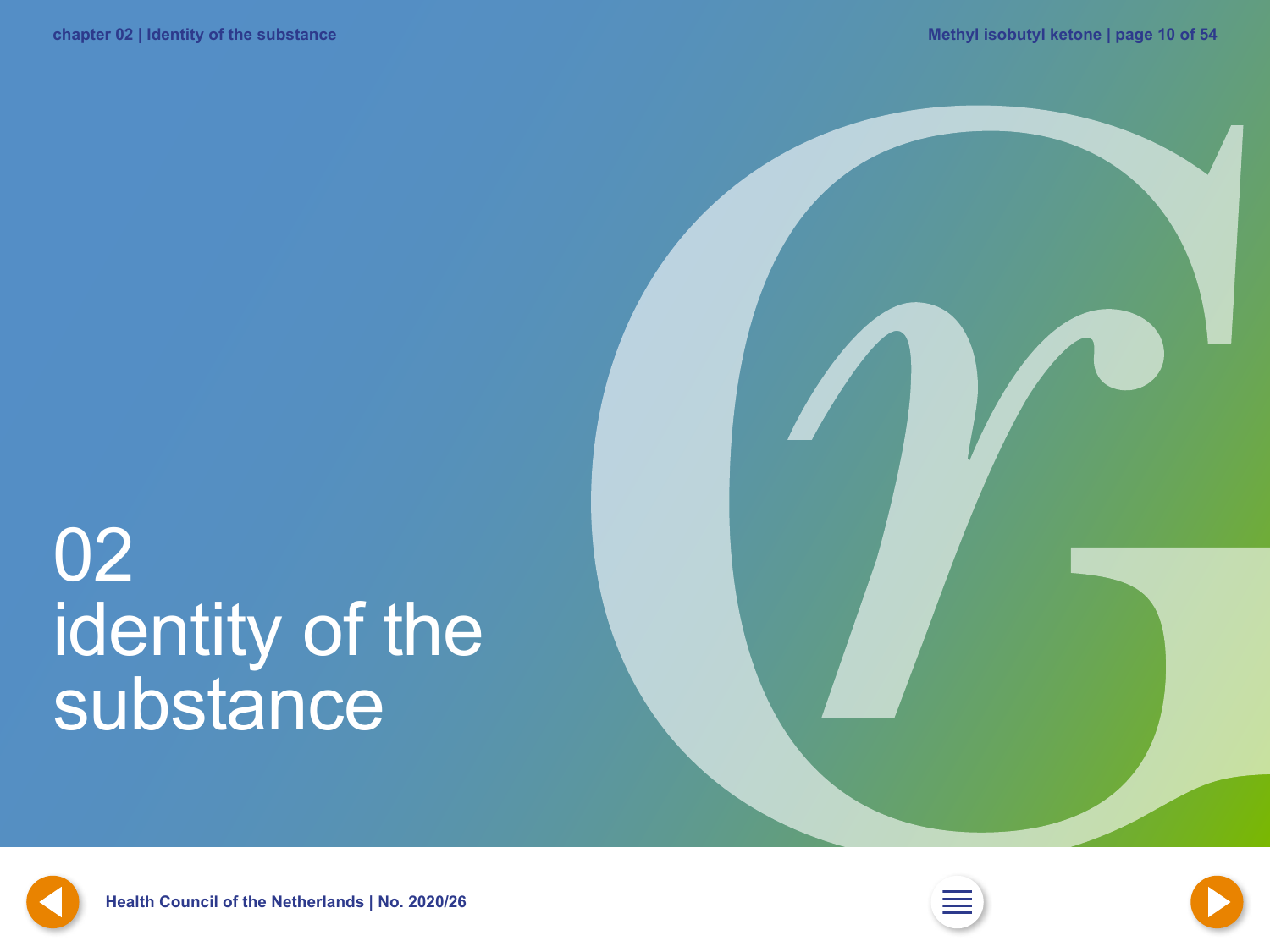# 02 identity of the substance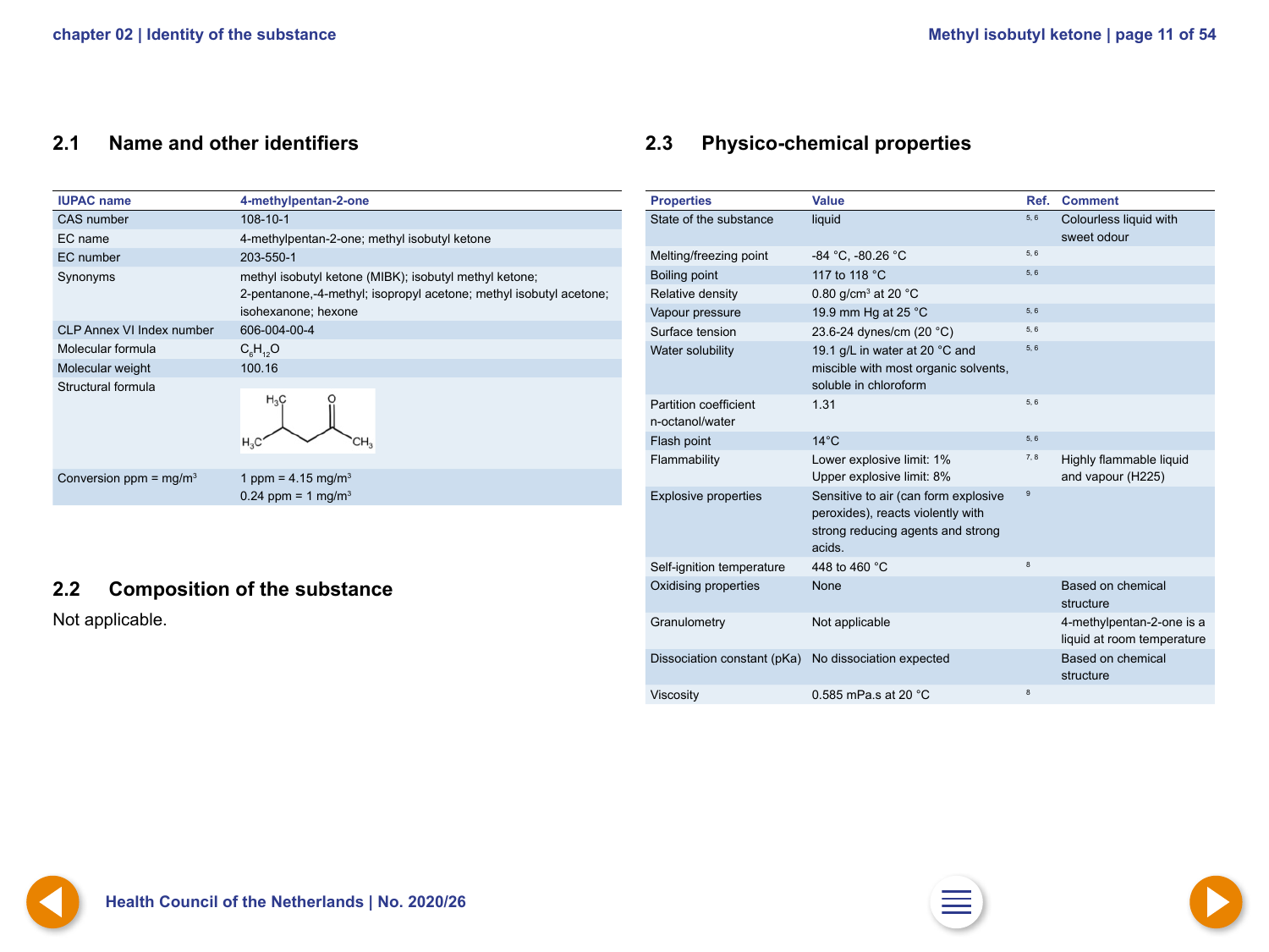## 2.1 Name and other identifiers

| IUPAC name | 4-methylpentan-2-one |
| --- | --- |
| CAS number | 108-10-1 |
| EC name | 4-methylpentan-2-one; methyl isobutyl ketone |
| EC number | 203-550-1 |
| Synonyms | methyl isobutyl ketone (MIBK); isobutyl methyl ketone; 2-pentanone,-4-methyl; isopropyl acetone; methyl isobutyl acetone; isohexanone; hexone |
| CLP Annex VI Index number | 606-004-00-4 |
| Molecular formula | $C_6H_{12}O$ |
| Molecular weight | 100.16 |
| Structural formula | |
| Conversion ppm = mg/m$^3$ | 1 ppm = 4.15 mg/m$^3$<br>0.24 ppm = 1 mg/m$^3$ |

## 2.2 Composition of the substance

Not applicable.

## 2.3 Physico-chemical properties

| Properties | Value | Ref. | Comment |
| --- | --- | --- | --- |
| State of the substance | liquid | 5, 6 | Colourless liquid with sweet odour |
| Melting/freezing point | -84 °C, -80.26 °C | 5, 6 | |
| Boiling point | 117 to 118 °C | 5, 6 | |
| Relative density | 0.80 g/cm$^3$ at 20 °C | | |
| Vapour pressure | 19.9 mm Hg at 25 °C | 5, 6 | |
| Surface tension | 23.6-24 dynes/cm (20 °C) | 5, 6 | |
| Water solubility | 19.1 g/L in water at 20 °C and miscible with most organic solvents, soluble in chloroform | 5, 6 | |
| Partition coefficient n-octanol/water | 1.31 | 5, 6 | |
| Flash point | 14°C | 5, 6 | |
| Flammability | Lower explosive limit: 1%<br>Upper explosive limit: 8% | 7, 8 | Highly flammable liquid and vapour (H225) |
| Explosive properties | Sensitive to air (can form explosive peroxides), reacts violently with strong reducing agents and strong acids. | 9 | |
| Self-ignition temperature | 448 to 460 °C | 8 | |
| Oxidising properties | None | | Based on chemical structure |
| Granulometry | Not applicable | | 4-methylpentan-2-one is a liquid at room temperature |
| Dissociation constant (pKa) | No dissociation expected | | Based on chemical structure |
| Viscosity | 0.585 mPa.s at 20 °C | 8 | |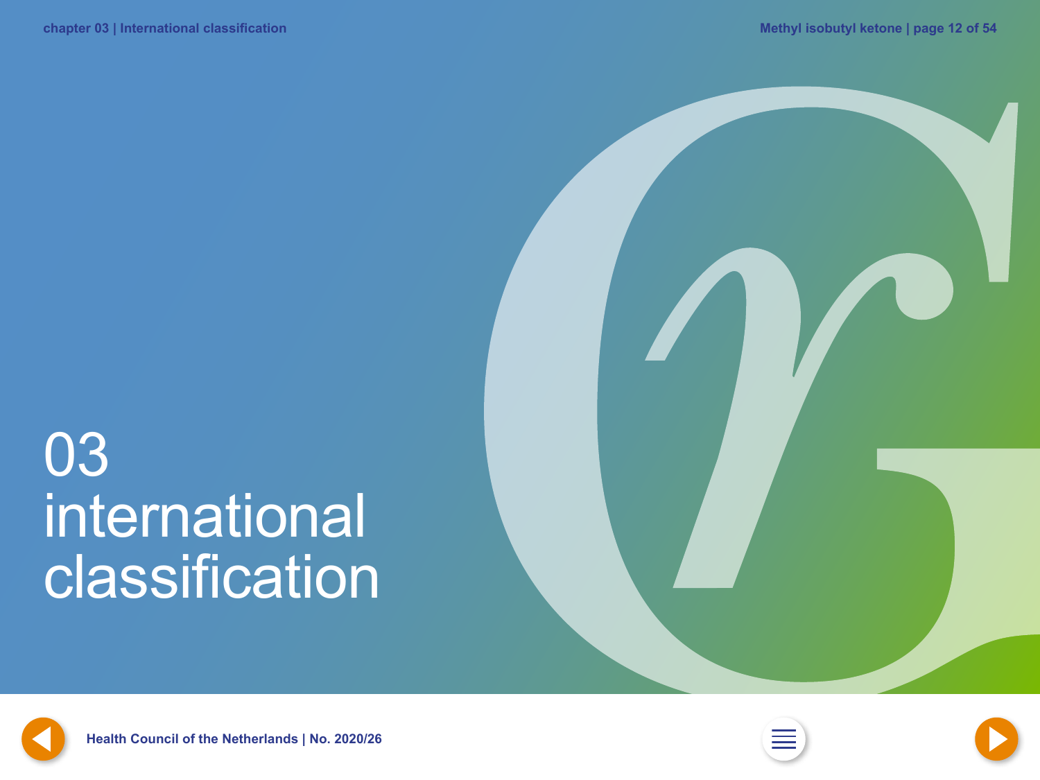# 03 international classification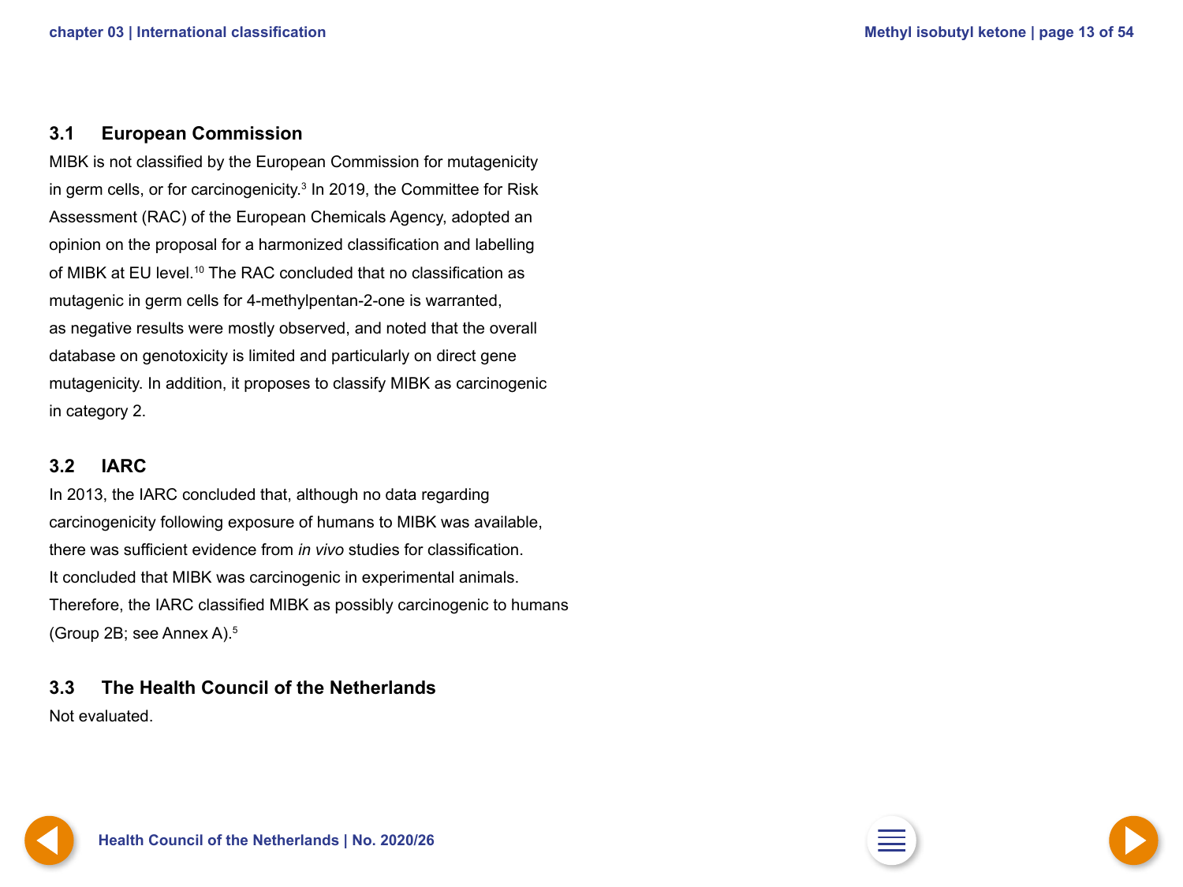## 3.1 European Commission

MIBK is not classified by the European Commission for mutagenicity in germ cells, or for carcinogenicity.[3] In 2019, the Committee for Risk Assessment (RAC) of the European Chemicals Agency, adopted an opinion on the proposal for a harmonized classification and labelling of MIBK at EU level.[10] The RAC concluded that no classification as mutagenic in germ cells for 4-methylpentan-2-one is warranted, as negative results were mostly observed, and noted that the overall database on genotoxicity is limited and particularly on direct gene mutagenicity. In addition, it proposes to classify MIBK as carcinogenic in category 2.

## 3.2 IARC

In 2013, the IARC concluded that, although no data regarding carcinogenicity following exposure of humans to MIBK was available, there was sufficient evidence from *in vivo* studies for classification. It concluded that MIBK was carcinogenic in experimental animals. Therefore, the IARC classified MIBK as possibly carcinogenic to humans (Group 2B; see Annex A).[5]

## 3.3 The Health Council of the Netherlands

Not evaluated.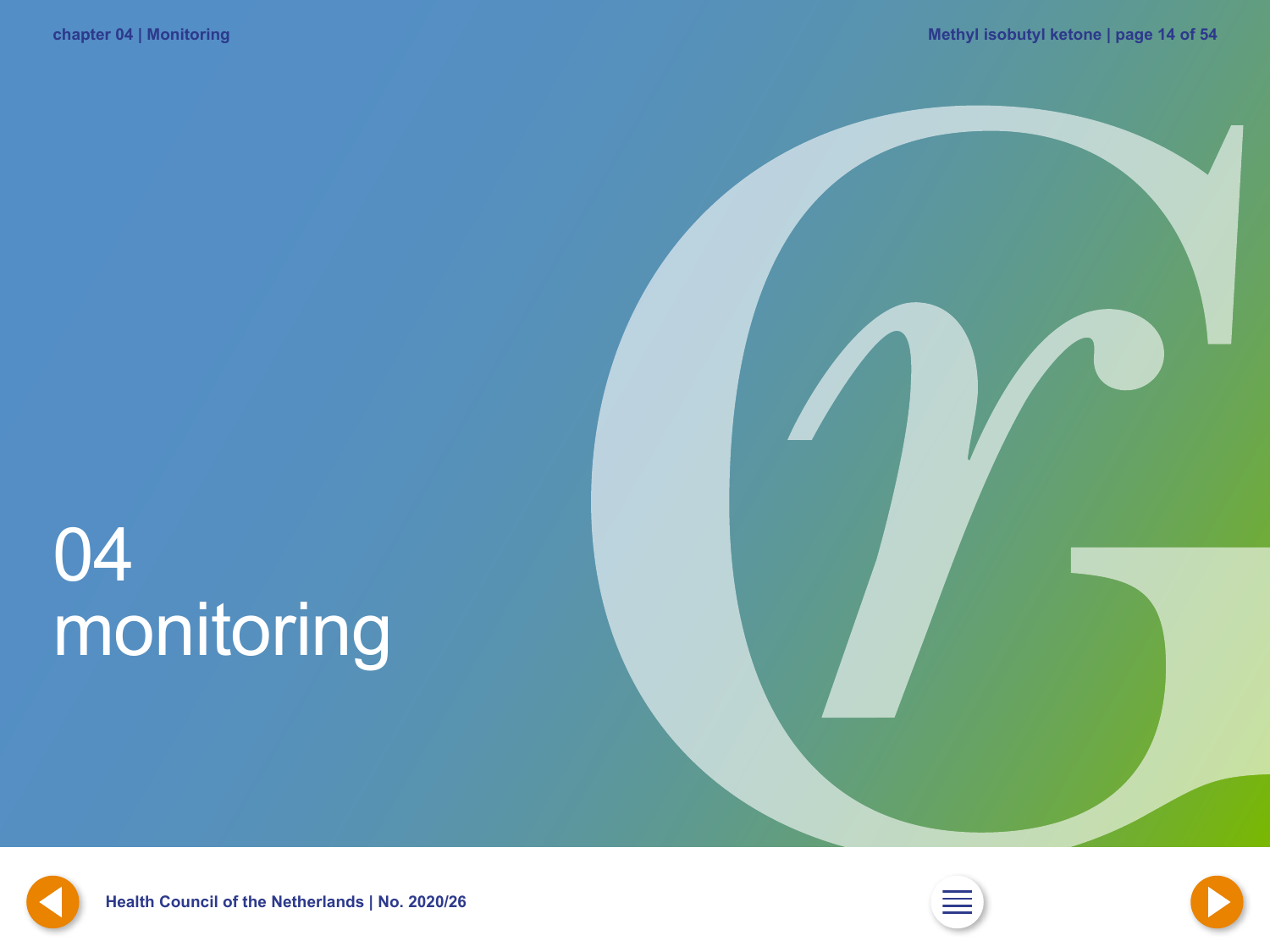# 04 monitoring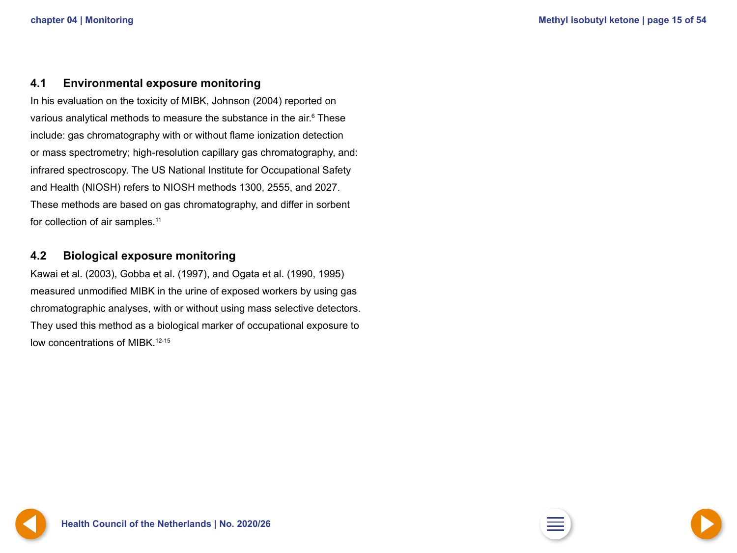## 4.1 Environmental exposure monitoring

In his evaluation on the toxicity of MIBK, Johnson (2004) reported on various analytical methods to measure the substance in the air.[6] These include: gas chromatography with or without flame ionization detection or mass spectrometry; high-resolution capillary gas chromatography, and: infrared spectroscopy. The US National Institute for Occupational Safety and Health (NIOSH) refers to NIOSH methods 1300, 2555, and 2027. These methods are based on gas chromatography, and differ in sorbent for collection of air samples.[11]

## 4.2 Biological exposure monitoring

Kawai et al. (2003), Gobba et al. (1997), and Ogata et al. (1990, 1995) measured unmodified MIBK in the urine of exposed workers by using gas chromatographic analyses, with or without using mass selective detectors. They used this method as a biological marker of occupational exposure to low concentrations of MIBK.[12-15]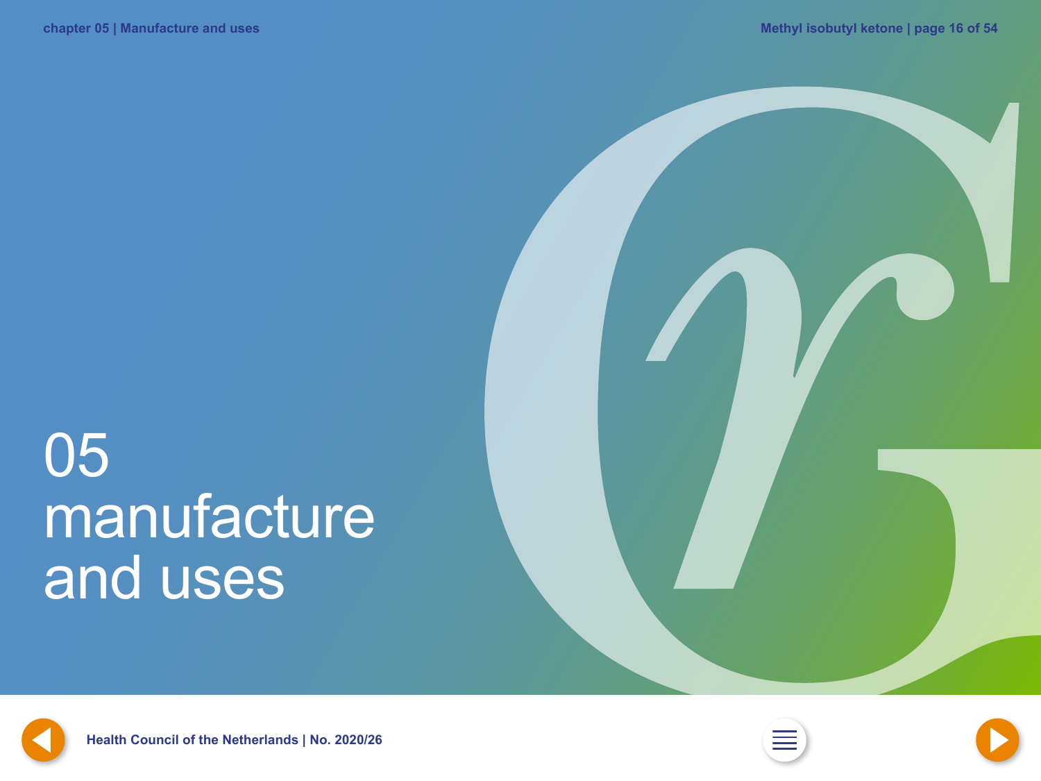# 05 manufacture and uses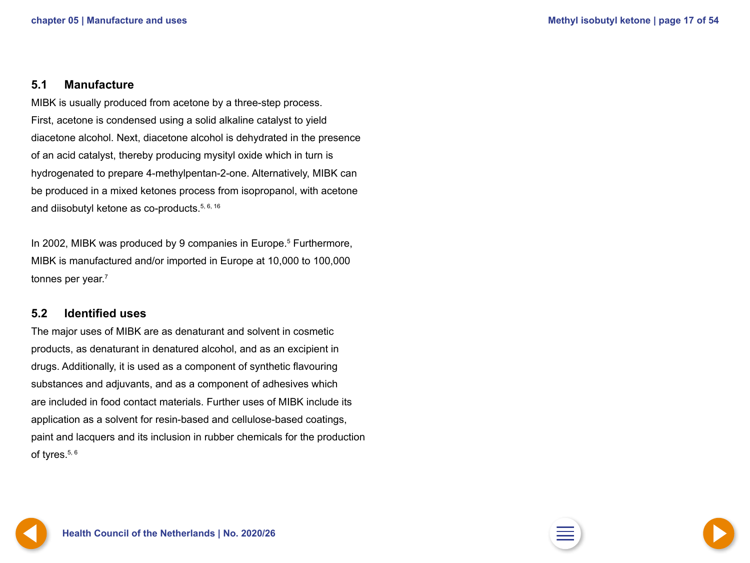## 5.1 Manufacture

MIBK is usually produced from acetone by a three-step process. First, acetone is condensed using a solid alkaline catalyst to yield diacetone alcohol. Next, diacetone alcohol is dehydrated in the presence of an acid catalyst, thereby producing mysityl oxide which in turn is hydrogenated to prepare 4-methylpentan-2-one. Alternatively, MIBK can be produced in a mixed ketones process from isopropanol, with acetone and diisobutyl ketone as co-products.[5, 6, 16]

In 2002, MIBK was produced by 9 companies in Europe.[5] Furthermore, MIBK is manufactured and/or imported in Europe at 10,000 to 100,000 tonnes per year.[7]

## 5.2 Identified uses

The major uses of MIBK are as denaturant and solvent in cosmetic products, as denaturant in denatured alcohol, and as an excipient in drugs. Additionally, it is used as a component of synthetic flavouring substances and adjuvants, and as a component of adhesives which are included in food contact materials. Further uses of MIBK include its application as a solvent for resin-based and cellulose-based coatings, paint and lacquers and its inclusion in rubber chemicals for the production of tyres.[5, 6]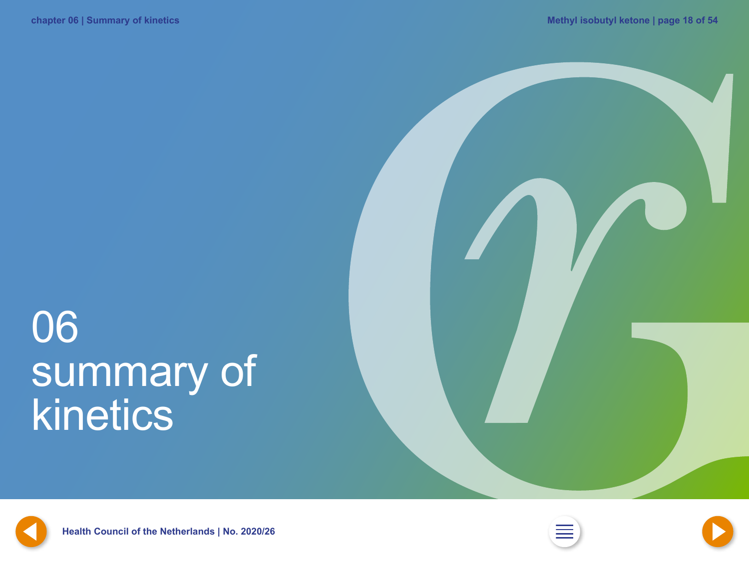# 06 summary of kinetics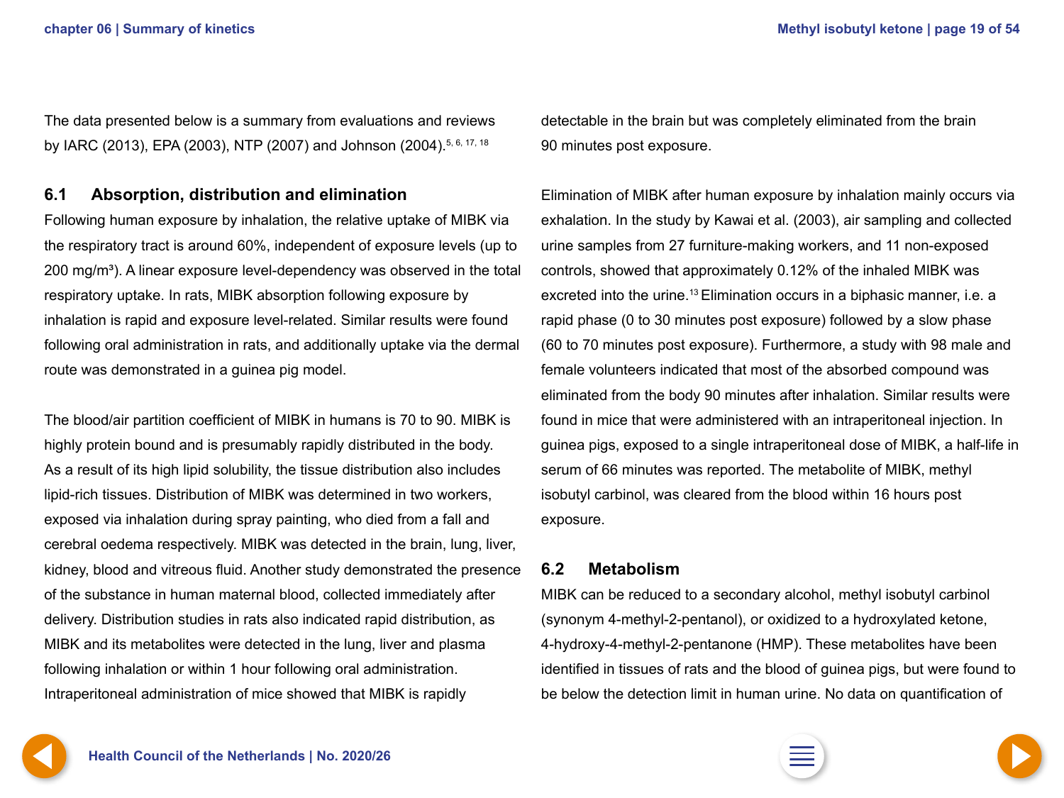The data presented below is a summary from evaluations and reviews by IARC (2013), EPA (2003), NTP (2007) and Johnson (2004).[5, 6, 17, 18]

## 6.1 Absorption, distribution and elimination

Following human exposure by inhalation, the relative uptake of MIBK via the respiratory tract is around 60%, independent of exposure levels (up to 200 mg/m³). A linear exposure level-dependency was observed in the total respiratory uptake. In rats, MIBK absorption following exposure by inhalation is rapid and exposure level-related. Similar results were found following oral administration in rats, and additionally uptake via the dermal route was demonstrated in a guinea pig model.

The blood/air partition coefficient of MIBK in humans is 70 to 90. MIBK is highly protein bound and is presumably rapidly distributed in the body. As a result of its high lipid solubility, the tissue distribution also includes lipid-rich tissues. Distribution of MIBK was determined in two workers, exposed via inhalation during spray painting, who died from a fall and cerebral oedema respectively. MIBK was detected in the brain, lung, liver, kidney, blood and vitreous fluid. Another study demonstrated the presence of the substance in human maternal blood, collected immediately after delivery. Distribution studies in rats also indicated rapid distribution, as MIBK and its metabolites were detected in the lung, liver and plasma following inhalation or within 1 hour following oral administration. Intraperitoneal administration of mice showed that MIBK is rapidly detectable in the brain but was completely eliminated from the brain 90 minutes post exposure.

Elimination of MIBK after human exposure by inhalation mainly occurs via exhalation. In the study by Kawai et al. (2003), air sampling and collected urine samples from 27 furniture-making workers, and 11 non-exposed controls, showed that approximately 0.12% of the inhaled MIBK was excreted into the urine.[13] Elimination occurs in a biphasic manner, i.e. a rapid phase (0 to 30 minutes post exposure) followed by a slow phase (60 to 70 minutes post exposure). Furthermore, a study with 98 male and female volunteers indicated that most of the absorbed compound was eliminated from the body 90 minutes after inhalation. Similar results were found in mice that were administered with an intraperitoneal injection. In guinea pigs, exposed to a single intraperitoneal dose of MIBK, a half-life in serum of 66 minutes was reported. The metabolite of MIBK, methyl isobutyl carbinol, was cleared from the blood within 16 hours post exposure.

## 6.2 Metabolism

MIBK can be reduced to a secondary alcohol, methyl isobutyl carbinol (synonym 4-methyl-2-pentanol), or oxidized to a hydroxylated ketone, 4-hydroxy-4-methyl-2-pentanone (HMP). These metabolites have been identified in tissues of rats and the blood of guinea pigs, but were found to be below the detection limit in human urine. No data on quantification of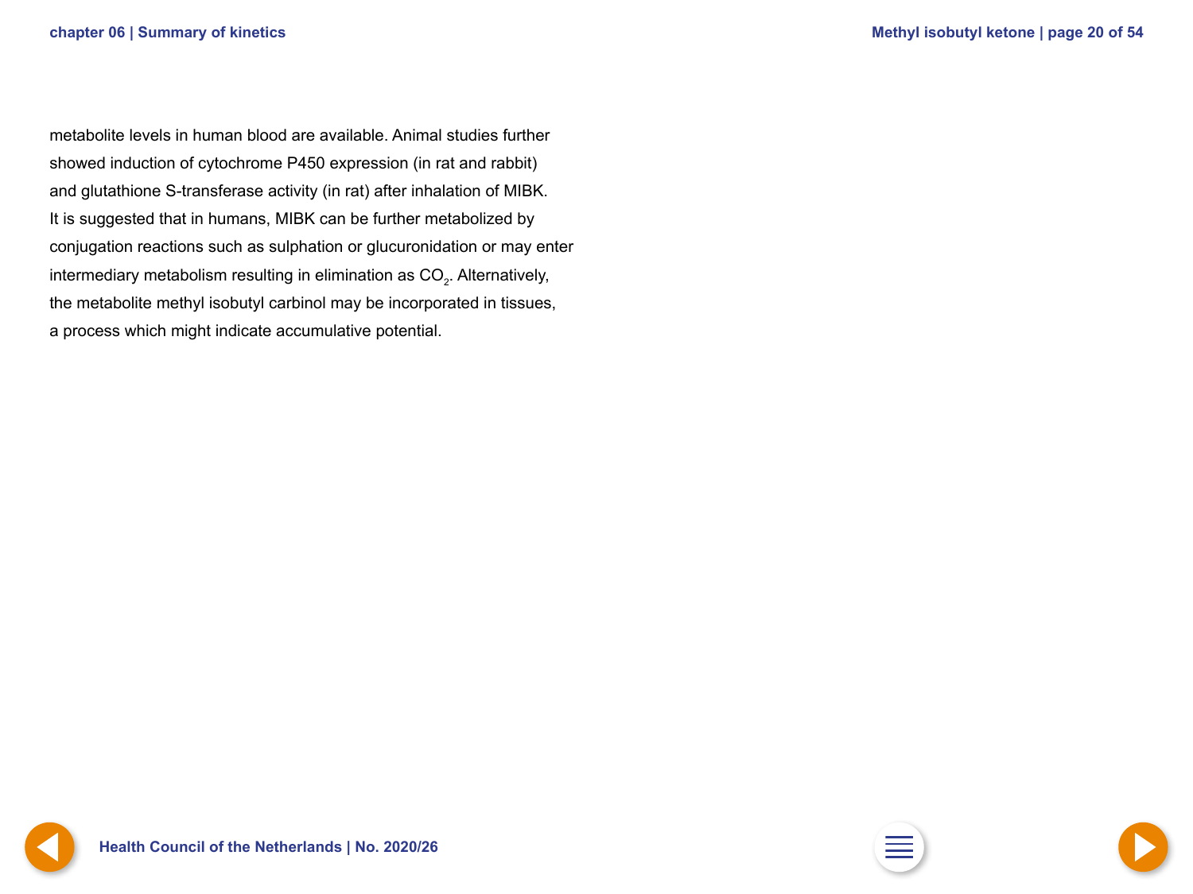metabolite levels in human blood are available. Animal studies further showed induction of cytochrome P450 expression (in rat and rabbit) and glutathione S-transferase activity (in rat) after inhalation of MIBK. It is suggested that in humans, MIBK can be further metabolized by conjugation reactions such as sulphation or glucuronidation or may enter intermediary metabolism resulting in elimination as $CO_2$. Alternatively, the metabolite methyl isobutyl carbinol may be incorporated in tissues, a process which might indicate accumulative potential.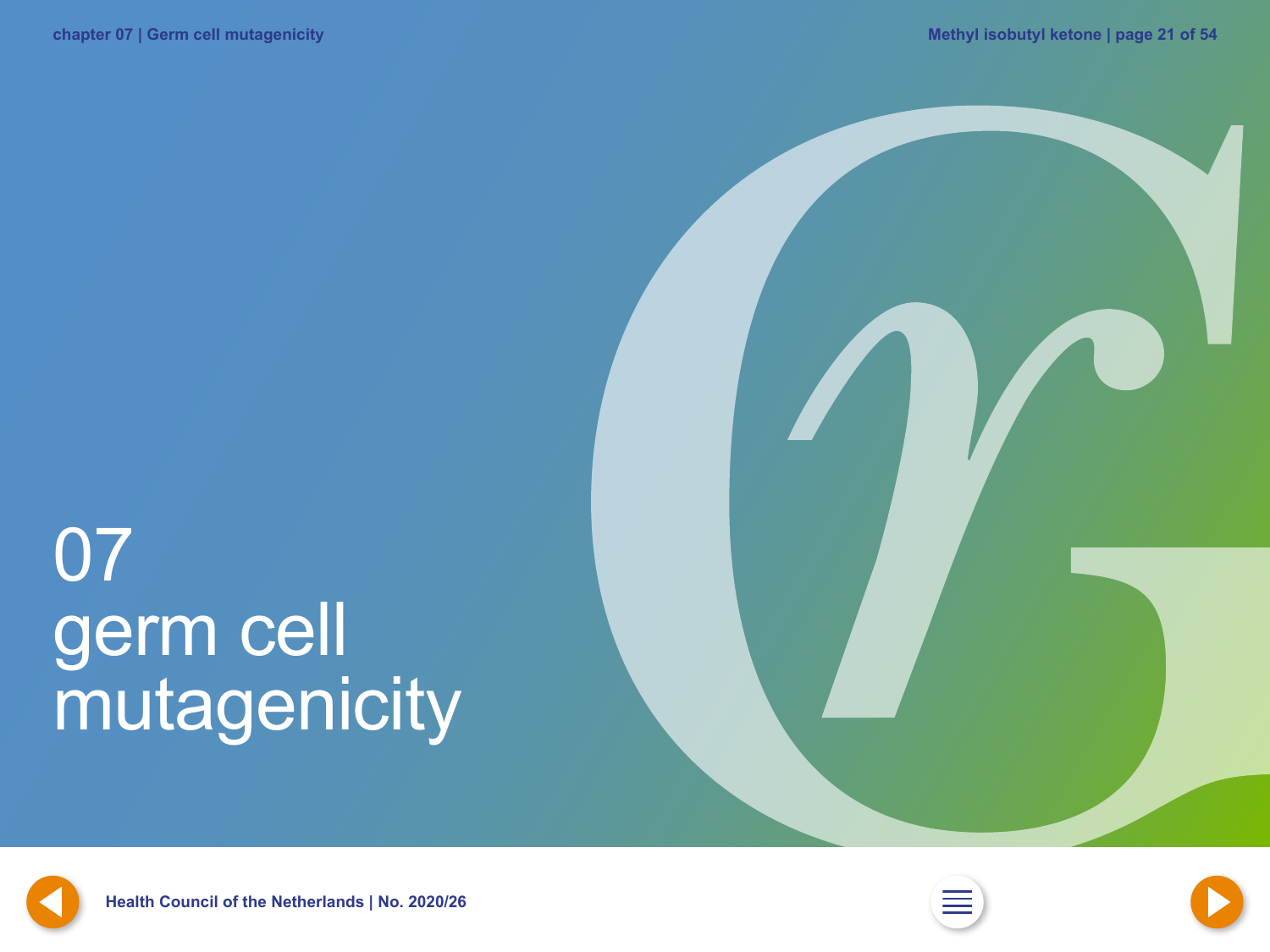# 07 germ cell mutagenicity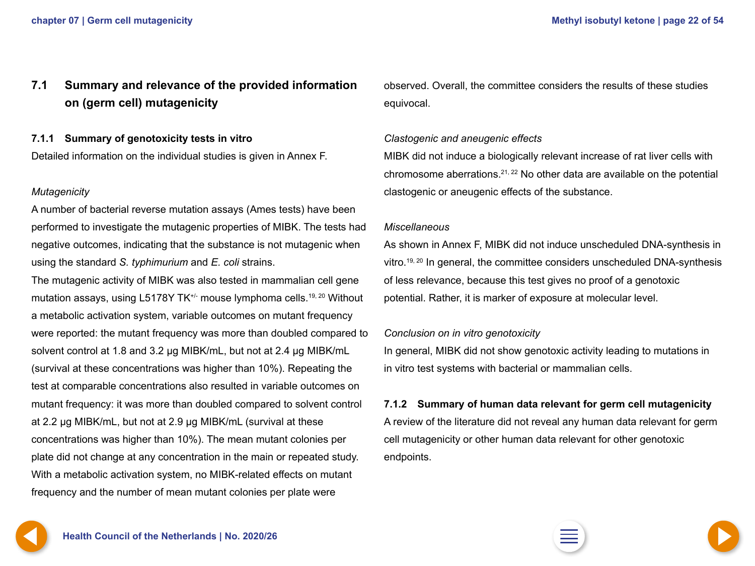## 7.1 Summary and relevance of the provided information on (germ cell) mutagenicity

### 7.1.1 Summary of genotoxicity tests in vitro

Detailed information on the individual studies is given in Annex F.

*Mutagenicity*

A number of bacterial reverse mutation assays (Ames tests) have been performed to investigate the mutagenic properties of MIBK. The tests had negative outcomes, indicating that the substance is not mutagenic when using the standard *S. typhimurium* and *E. coli* strains.

The mutagenic activity of MIBK was also tested in mammalian cell gene mutation assays, using L5178Y TK$^{+/-}$ mouse lymphoma cells.[19, 20] Without a metabolic activation system, variable outcomes on mutant frequency were reported: the mutant frequency was more than doubled compared to solvent control at 1.8 and 3.2 µg MIBK/mL, but not at 2.4 µg MIBK/mL (survival at these concentrations was higher than 10%). Repeating the test at comparable concentrations also resulted in variable outcomes on mutant frequency: it was more than doubled compared to solvent control at 2.2 µg MIBK/mL, but not at 2.9 µg MIBK/mL (survival at these concentrations was higher than 10%). The mean mutant colonies per plate did not change at any concentration in the main or repeated study. With a metabolic activation system, no MIBK-related effects on mutant frequency and the number of mean mutant colonies per plate were observed. Overall, the committee considers the results of these studies equivocal.

*Clastogenic and aneugenic effects*

MIBK did not induce a biologically relevant increase of rat liver cells with chromosome aberrations.[21, 22] No other data are available on the potential clastogenic or aneugenic effects of the substance.

*Miscellaneous*

As shown in Annex F, MIBK did not induce unscheduled DNA-synthesis in vitro.[19, 20] In general, the committee considers unscheduled DNA-synthesis of less relevance, because this test gives no proof of a genotoxic potential. Rather, it is marker of exposure at molecular level.

*Conclusion on in vitro genotoxicity*

In general, MIBK did not show genotoxic activity leading to mutations in in vitro test systems with bacterial or mammalian cells.

### 7.1.2 Summary of human data relevant for germ cell mutagenicity

A review of the literature did not reveal any human data relevant for germ cell mutagenicity or other human data relevant for other genotoxic endpoints.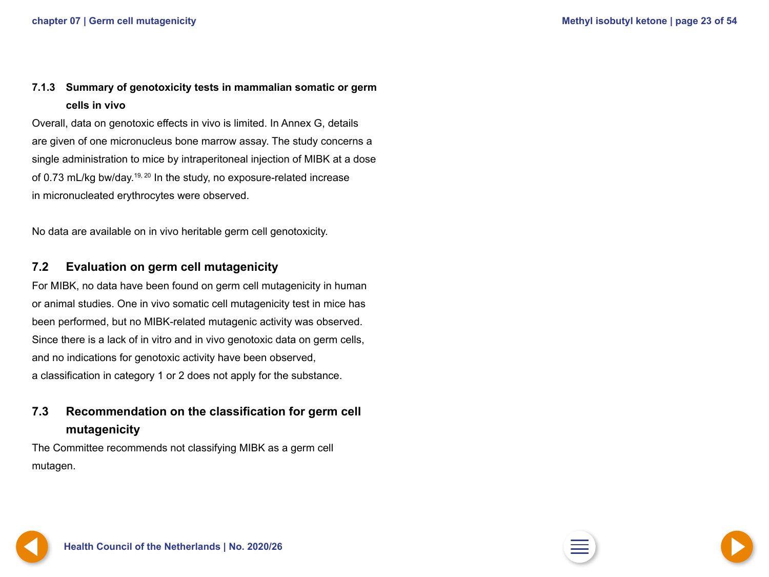### 7.1.3 Summary of genotoxicity tests in mammalian somatic or germ cells in vivo

Overall, data on genotoxic effects in vivo is limited. In Annex G, details are given of one micronucleus bone marrow assay. The study concerns a single administration to mice by intraperitoneal injection of MIBK at a dose of 0.73 mL/kg bw/day.[19, 20] In the study, no exposure-related increase in micronucleated erythrocytes were observed.

No data are available on in vivo heritable germ cell genotoxicity.

## 7.2 Evaluation on germ cell mutagenicity

For MIBK, no data have been found on germ cell mutagenicity in human or animal studies. One in vivo somatic cell mutagenicity test in mice has been performed, but no MIBK-related mutagenic activity was observed. Since there is a lack of in vitro and in vivo genotoxic data on germ cells, and no indications for genotoxic activity have been observed, a classification in category 1 or 2 does not apply for the substance.

## 7.3 Recommendation on the classification for germ cell mutagenicity

The Committee recommends not classifying MIBK as a germ cell mutagen.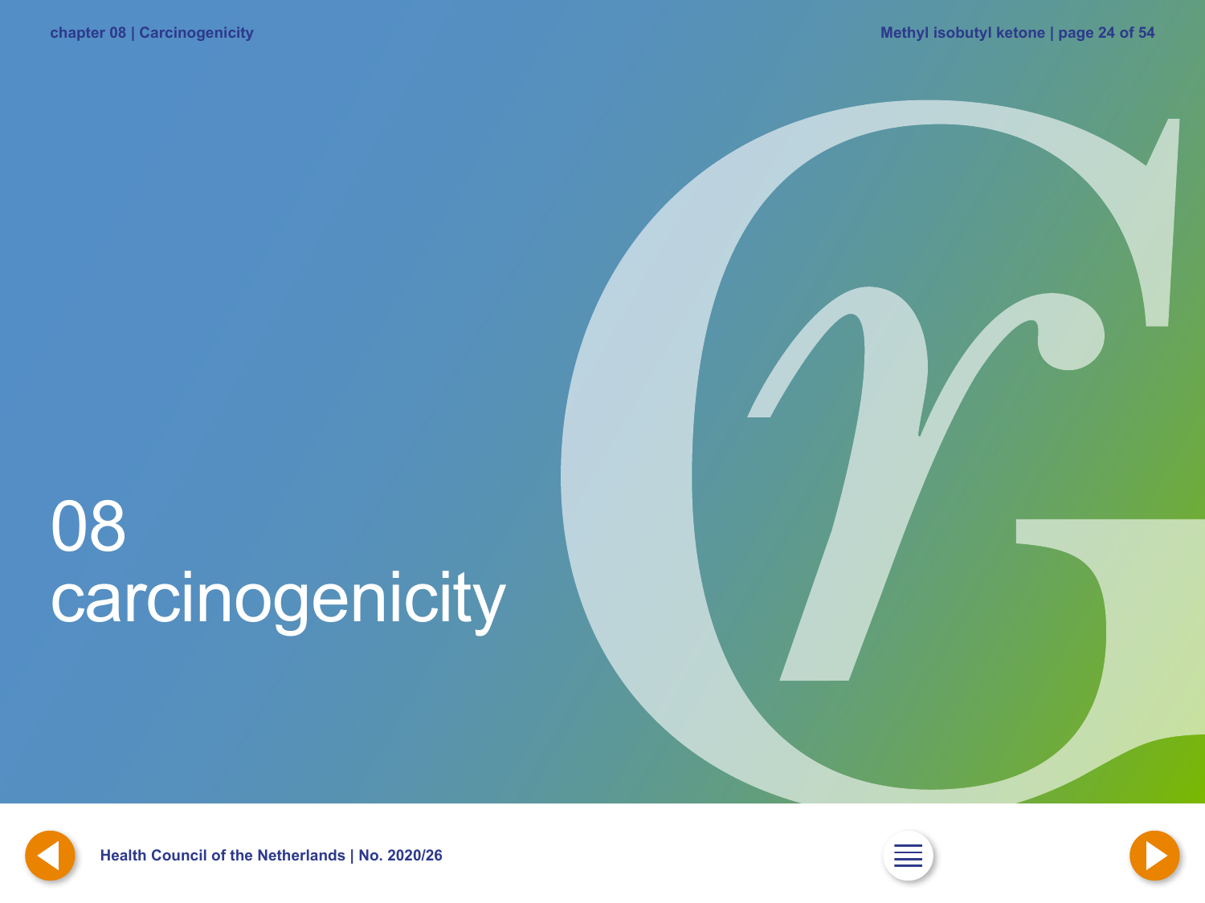# 08 carcinogenicity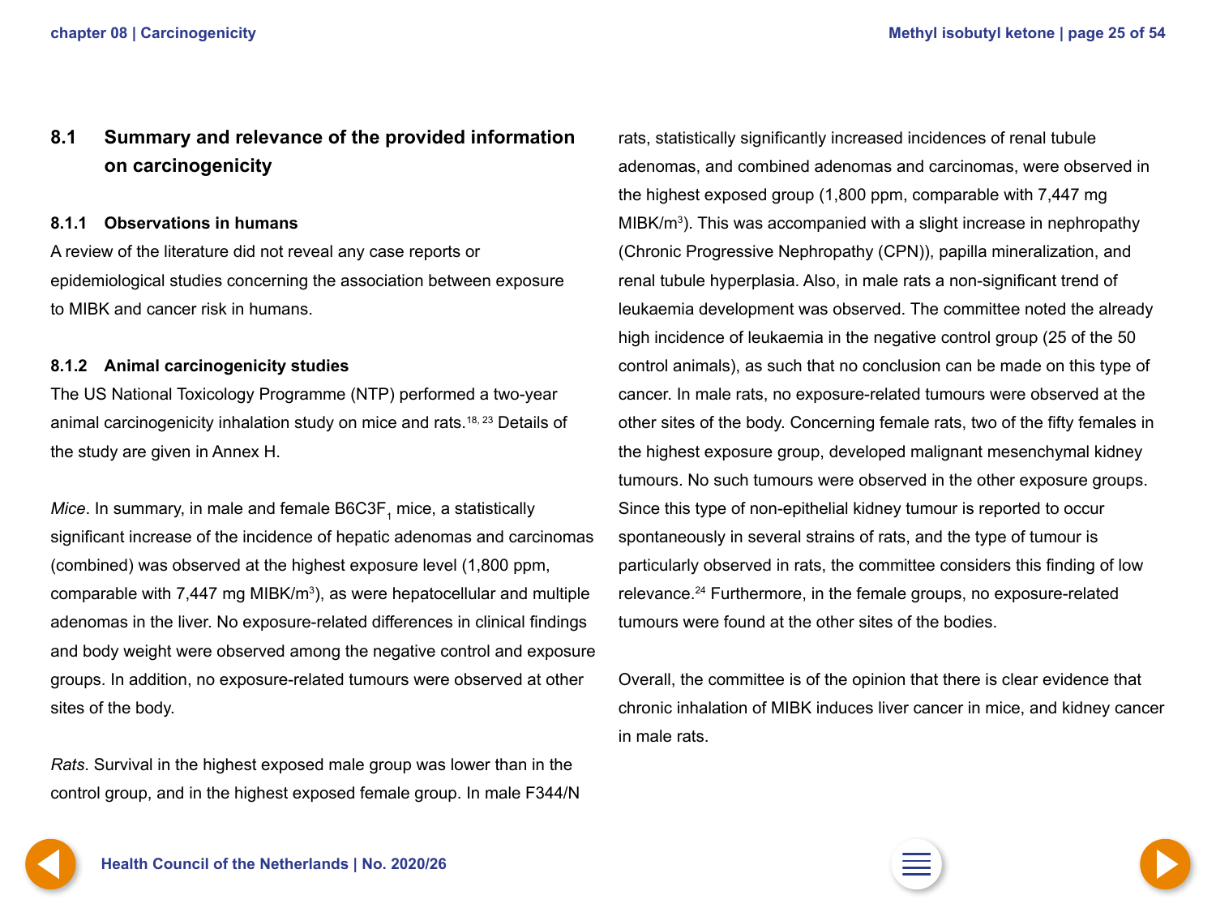## 8.1 Summary and relevance of the provided information on carcinogenicity

### 8.1.1 Observations in humans

A review of the literature did not reveal any case reports or epidemiological studies concerning the association between exposure to MIBK and cancer risk in humans.

### 8.1.2 Animal carcinogenicity studies

The US National Toxicology Programme (NTP) performed a two-year animal carcinogenicity inhalation study on mice and rats.[18, 23] Details of the study are given in Annex H.

*Mice*. In summary, in male and female B6C3F$_1$ mice, a statistically significant increase of the incidence of hepatic adenomas and carcinomas (combined) was observed at the highest exposure level (1,800 ppm, comparable with 7,447 mg MIBK/m$^3$), as were hepatocellular and multiple adenomas in the liver. No exposure-related differences in clinical findings and body weight were observed among the negative control and exposure groups. In addition, no exposure-related tumours were observed at other sites of the body.

*Rats*. Survival in the highest exposed male group was lower than in the control group, and in the highest exposed female group. In male F344/N rats, statistically significantly increased incidences of renal tubule adenomas, and combined adenomas and carcinomas, were observed in the highest exposed group (1,800 ppm, comparable with 7,447 mg MIBK/m$^3$). This was accompanied with a slight increase in nephropathy (Chronic Progressive Nephropathy (CPN)), papilla mineralization, and renal tubule hyperplasia. Also, in male rats a non-significant trend of leukaemia development was observed. The committee noted the already high incidence of leukaemia in the negative control group (25 of the 50 control animals), as such that no conclusion can be made on this type of cancer. In male rats, no exposure-related tumours were observed at the other sites of the body. Concerning female rats, two of the fifty females in the highest exposure group, developed malignant mesenchymal kidney tumours. No such tumours were observed in the other exposure groups. Since this type of non-epithelial kidney tumour is reported to occur spontaneously in several strains of rats, and the type of tumour is particularly observed in rats, the committee considers this finding of low relevance.[24] Furthermore, in the female groups, no exposure-related tumours were found at the other sites of the bodies.

Overall, the committee is of the opinion that there is clear evidence that chronic inhalation of MIBK induces liver cancer in mice, and kidney cancer in male rats.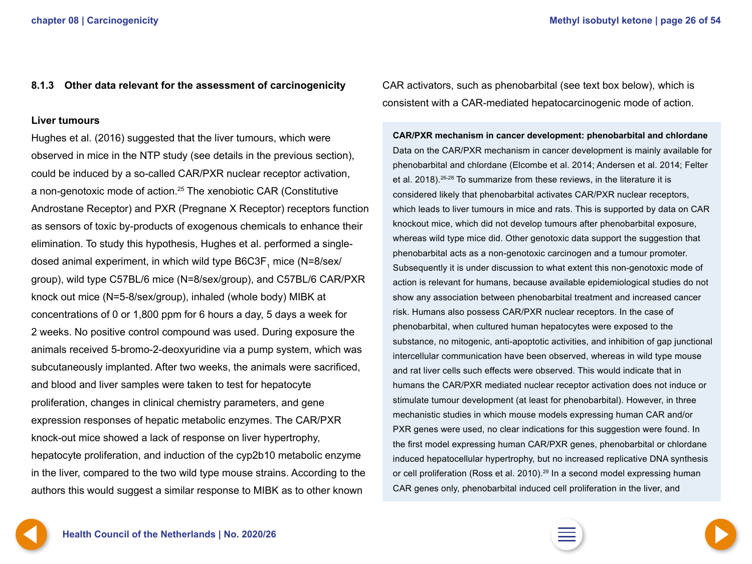### 8.1.3 Other data relevant for the assessment of carcinogenicity

**Liver tumours**

Hughes et al. (2016) suggested that the liver tumours, which were observed in mice in the NTP study (see details in the previous section), could be induced by a so-called CAR/PXR nuclear receptor activation, a non-genotoxic mode of action.[25] The xenobiotic CAR (Constitutive Androstane Receptor) and PXR (Pregnane X Receptor) receptors function as sensors of toxic by-products of exogenous chemicals to enhance their elimination. To study this hypothesis, Hughes et al. performed a single-dosed animal experiment, in which wild type B6C3F$_1$ mice (N=8/sex/group), wild type C57BL/6 mice (N=8/sex/group), and C57BL/6 CAR/PXR knock out mice (N=5-8/sex/group), inhaled (whole body) MIBK at concentrations of 0 or 1,800 ppm for 6 hours a day, 5 days a week for 2 weeks. No positive control compound was used. During exposure the animals received 5-bromo-2-deoxyuridine via a pump system, which was subcutaneously implanted. After two weeks, the animals were sacrificed, and blood and liver samples were taken to test for hepatocyte proliferation, changes in clinical chemistry parameters, and gene expression responses of hepatic metabolic enzymes. The CAR/PXR knock-out mice showed a lack of response on liver hypertrophy, hepatocyte proliferation, and induction of the cyp2b10 metabolic enzyme in the liver, compared to the two wild type mouse strains. According to the authors this would suggest a similar response to MIBK as to other known CAR activators, such as phenobarbital (see text box below), which is consistent with a CAR-mediated hepatocarcinogenic mode of action.

**CAR/PXR mechanism in cancer development: phenobarbital and chlordane**

Data on the CAR/PXR mechanism in cancer development is mainly available for phenobarbital and chlordane (Elcombe et al. 2014; Andersen et al. 2014; Felter et al. 2018).[26-28] To summarize from these reviews, in the literature it is considered likely that phenobarbital activates CAR/PXR nuclear receptors, which leads to liver tumours in mice and rats. This is supported by data on CAR knockout mice, which did not develop tumours after phenobarbital exposure, whereas wild type mice did. Other genotoxic data support the suggestion that phenobarbital acts as a non-genotoxic carcinogen and a tumour promoter. Subsequently it is under discussion to what extent this non-genotoxic mode of action is relevant for humans, because available epidemiological studies do not show any association between phenobarbital treatment and increased cancer risk. Humans also possess CAR/PXR nuclear receptors. In the case of phenobarbital, when cultured human hepatocytes were exposed to the substance, no mitogenic, anti-apoptotic activities, and inhibition of gap junctional intercellular communication have been observed, whereas in wild type mouse and rat liver cells such effects were observed. This would indicate that in humans the CAR/PXR mediated nuclear receptor activation does not induce or stimulate tumour development (at least for phenobarbital). However, in three mechanistic studies in which mouse models expressing human CAR and/or PXR genes were used, no clear indications for this suggestion were found. In the first model expressing human CAR/PXR genes, phenobarbital or chlordane induced hepatocellular hypertrophy, but no increased replicative DNA synthesis or cell proliferation (Ross et al. 2010).[29] In a second model expressing human CAR genes only, phenobarbital induced cell proliferation in the liver, and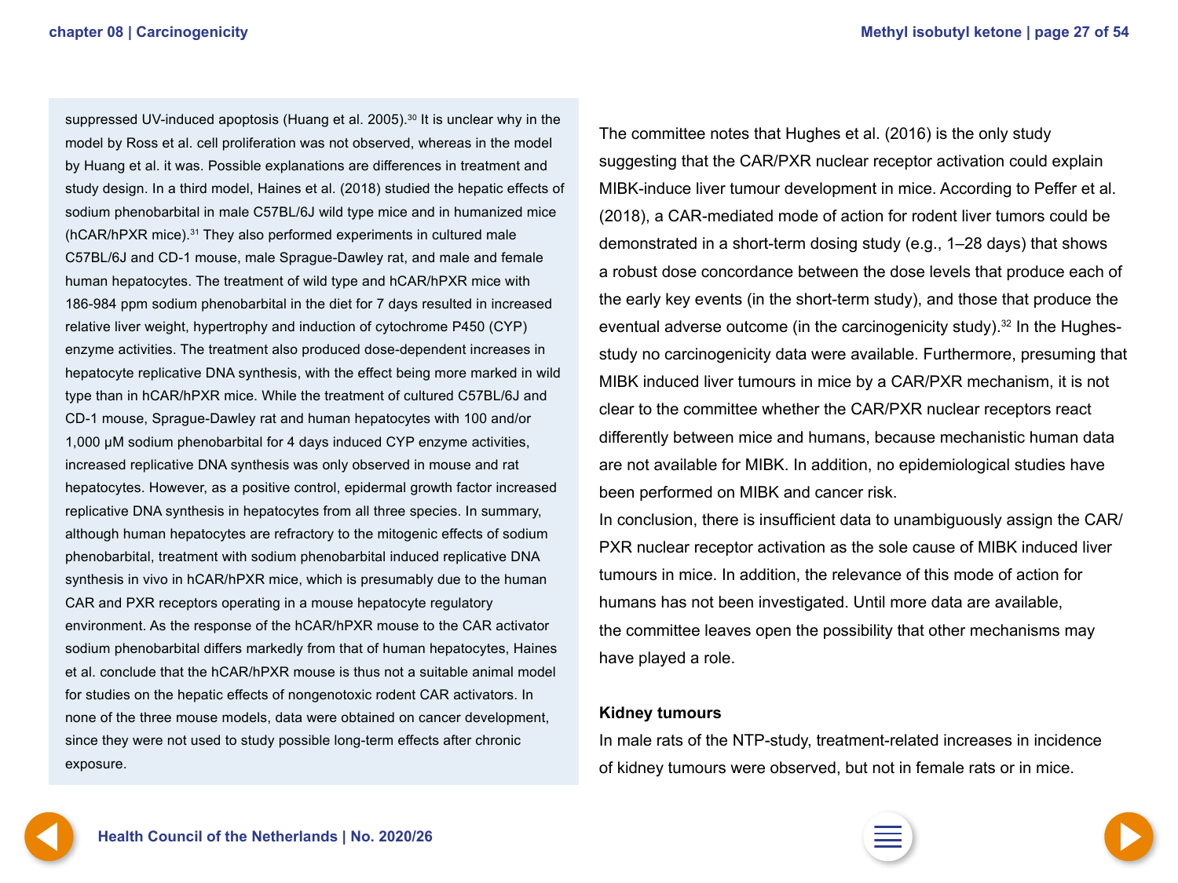suppressed UV-induced apoptosis (Huang et al. 2005).[30] It is unclear why in the model by Ross et al. cell proliferation was not observed, whereas in the model by Huang et al. it was. Possible explanations are differences in treatment and study design. In a third model, Haines et al. (2018) studied the hepatic effects of sodium phenobarbital in male C57BL/6J wild type mice and in humanized mice (hCAR/hPXR mice).[31] They also performed experiments in cultured male C57BL/6J and CD-1 mouse, male Sprague-Dawley rat, and male and female human hepatocytes. The treatment of wild type and hCAR/hPXR mice with 186-984 ppm sodium phenobarbital in the diet for 7 days resulted in increased relative liver weight, hypertrophy and induction of cytochrome P450 (CYP) enzyme activities. The treatment also produced dose-dependent increases in hepatocyte replicative DNA synthesis, with the effect being more marked in wild type than in hCAR/hPXR mice. While the treatment of cultured C57BL/6J and CD-1 mouse, Sprague-Dawley rat and human hepatocytes with 100 and/or 1,000 µM sodium phenobarbital for 4 days induced CYP enzyme activities, increased replicative DNA synthesis was only observed in mouse and rat hepatocytes. However, as a positive control, epidermal growth factor increased replicative DNA synthesis in hepatocytes from all three species. In summary, although human hepatocytes are refractory to the mitogenic effects of sodium phenobarbital, treatment with sodium phenobarbital induced replicative DNA synthesis in vivo in hCAR/hPXR mice, which is presumably due to the human CAR and PXR receptors operating in a mouse hepatocyte regulatory environment. As the response of the hCAR/hPXR mouse to the CAR activator sodium phenobarbital differs markedly from that of human hepatocytes, Haines et al. conclude that the hCAR/hPXR mouse is thus not a suitable animal model for studies on the hepatic effects of nongenotoxic rodent CAR activators. In none of the three mouse models, data were obtained on cancer development, since they were not used to study possible long-term effects after chronic exposure.

The committee notes that Hughes et al. (2016) is the only study suggesting that the CAR/PXR nuclear receptor activation could explain MIBK-induce liver tumour development in mice. According to Peffer et al. (2018), a CAR-mediated mode of action for rodent liver tumors could be demonstrated in a short-term dosing study (e.g., 1–28 days) that shows a robust dose concordance between the dose levels that produce each of the early key events (in the short-term study), and those that produce the eventual adverse outcome (in the carcinogenicity study).[32] In the Hughes-study no carcinogenicity data were available. Furthermore, presuming that MIBK induced liver tumours in mice by a CAR/PXR mechanism, it is not clear to the committee whether the CAR/PXR nuclear receptors react differently between mice and humans, because mechanistic human data are not available for MIBK. In addition, no epidemiological studies have been performed on MIBK and cancer risk.

In conclusion, there is insufficient data to unambiguously assign the CAR/PXR nuclear receptor activation as the sole cause of MIBK induced liver tumours in mice. In addition, the relevance of this mode of action for humans has not been investigated. Until more data are available, the committee leaves open the possibility that other mechanisms may have played a role.

### Kidney tumours

In male rats of the NTP-study, treatment-related increases in incidence of kidney tumours were observed, but not in female rats or in mice.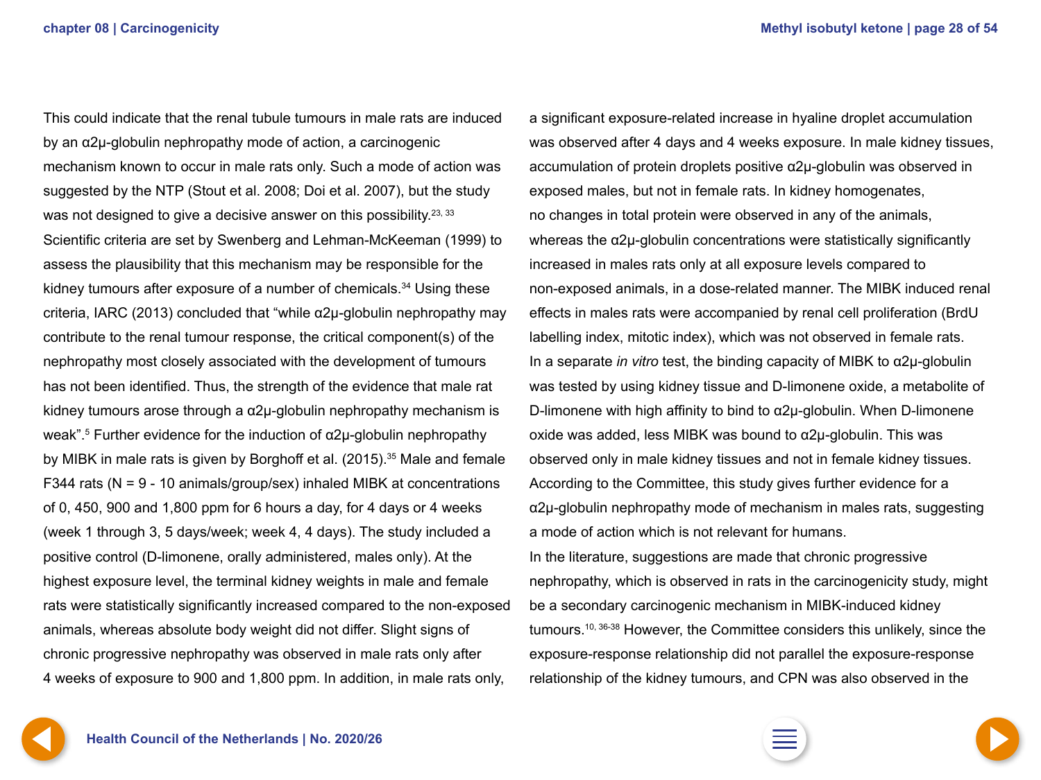This could indicate that the renal tubule tumours in male rats are induced by an α2μ-globulin nephropathy mode of action, a carcinogenic mechanism known to occur in male rats only. Such a mode of action was suggested by the NTP (Stout et al. 2008; Doi et al. 2007), but the study was not designed to give a decisive answer on this possibility.[23, 33] Scientific criteria are set by Swenberg and Lehman-McKeeman (1999) to assess the plausibility that this mechanism may be responsible for the kidney tumours after exposure of a number of chemicals.[34] Using these criteria, IARC (2013) concluded that "while α2μ-globulin nephropathy may contribute to the renal tumour response, the critical component(s) of the nephropathy most closely associated with the development of tumours has not been identified. Thus, the strength of the evidence that male rat kidney tumours arose through a α2μ-globulin nephropathy mechanism is weak".[5] Further evidence for the induction of α2μ-globulin nephropathy by MIBK in male rats is given by Borghoff et al. (2015).[35] Male and female F344 rats (N = 9 - 10 animals/group/sex) inhaled MIBK at concentrations of 0, 450, 900 and 1,800 ppm for 6 hours a day, for 4 days or 4 weeks (week 1 through 3, 5 days/week; week 4, 4 days). The study included a positive control (D-limonene, orally administered, males only). At the highest exposure level, the terminal kidney weights in male and female rats were statistically significantly increased compared to the non-exposed animals, whereas absolute body weight did not differ. Slight signs of chronic progressive nephropathy was observed in male rats only after 4 weeks of exposure to 900 and 1,800 ppm. In addition, in male rats only, a significant exposure-related increase in hyaline droplet accumulation was observed after 4 days and 4 weeks exposure. In male kidney tissues, accumulation of protein droplets positive α2μ-globulin was observed in exposed males, but not in female rats. In kidney homogenates, no changes in total protein were observed in any of the animals, whereas the α2μ-globulin concentrations were statistically significantly increased in males rats only at all exposure levels compared to non-exposed animals, in a dose-related manner. The MIBK induced renal effects in males rats were accompanied by renal cell proliferation (BrdU labelling index, mitotic index), which was not observed in female rats. In a separate *in vitro* test, the binding capacity of MIBK to α2μ-globulin was tested by using kidney tissue and D-limonene oxide, a metabolite of D-limonene with high affinity to bind to α2μ-globulin. When D-limonene oxide was added, less MIBK was bound to α2μ-globulin. This was observed only in male kidney tissues and not in female kidney tissues. According to the Committee, this study gives further evidence for a α2μ-globulin nephropathy mode of mechanism in males rats, suggesting a mode of action which is not relevant for humans.

In the literature, suggestions are made that chronic progressive nephropathy, which is observed in rats in the carcinogenicity study, might be a secondary carcinogenic mechanism in MIBK-induced kidney tumours.[10, 36-38] However, the Committee considers this unlikely, since the exposure-response relationship did not parallel the exposure-response relationship of the kidney tumours, and CPN was also observed in the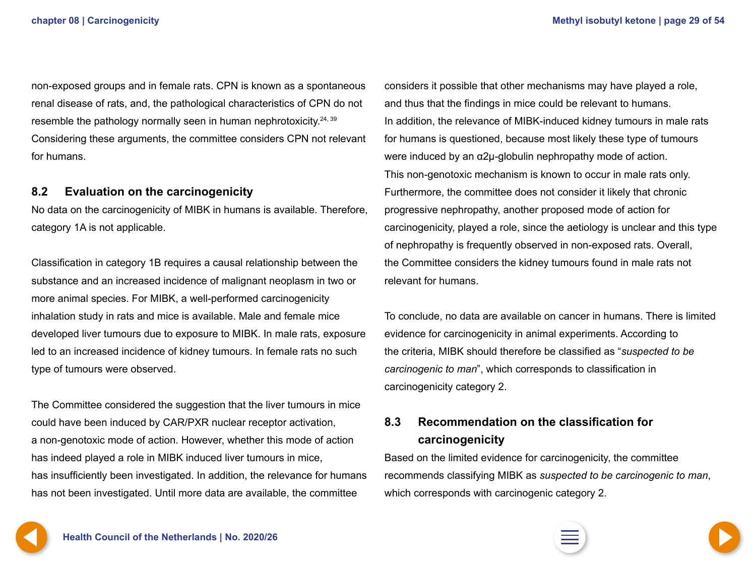non-exposed groups and in female rats. CPN is known as a spontaneous renal disease of rats, and, the pathological characteristics of CPN do not resemble the pathology normally seen in human nephrotoxicity.[24, 39] Considering these arguments, the committee considers CPN not relevant for humans.

## 8.2 Evaluation on the carcinogenicity

No data on the carcinogenicity of MIBK in humans is available. Therefore, category 1A is not applicable.

Classification in category 1B requires a causal relationship between the substance and an increased incidence of malignant neoplasm in two or more animal species. For MIBK, a well-performed carcinogenicity inhalation study in rats and mice is available. Male and female mice developed liver tumours due to exposure to MIBK. In male rats, exposure led to an increased incidence of kidney tumours. In female rats no such type of tumours were observed.

The Committee considered the suggestion that the liver tumours in mice could have been induced by CAR/PXR nuclear receptor activation, a non-genotoxic mode of action. However, whether this mode of action has indeed played a role in MIBK induced liver tumours in mice, has insufficiently been investigated. In addition, the relevance for humans has not been investigated. Until more data are available, the committee considers it possible that other mechanisms may have played a role, and thus that the findings in mice could be relevant to humans. In addition, the relevance of MIBK-induced kidney tumours in male rats for humans is questioned, because most likely these type of tumours were induced by an α2μ-globulin nephropathy mode of action. This non-genotoxic mechanism is known to occur in male rats only. Furthermore, the committee does not consider it likely that chronic progressive nephropathy, another proposed mode of action for carcinogenicity, played a role, since the aetiology is unclear and this type of nephropathy is frequently observed in non-exposed rats. Overall, the Committee considers the kidney tumours found in male rats not relevant for humans.

To conclude, no data are available on cancer in humans. There is limited evidence for carcinogenicity in animal experiments. According to the criteria, MIBK should therefore be classified as "*suspected to be carcinogenic to man*", which corresponds to classification in carcinogenicity category 2.

## 8.3 Recommendation on the classification for carcinogenicity

Based on the limited evidence for carcinogenicity, the committee recommends classifying MIBK as *suspected to be carcinogenic to man*, which corresponds with carcinogenic category 2.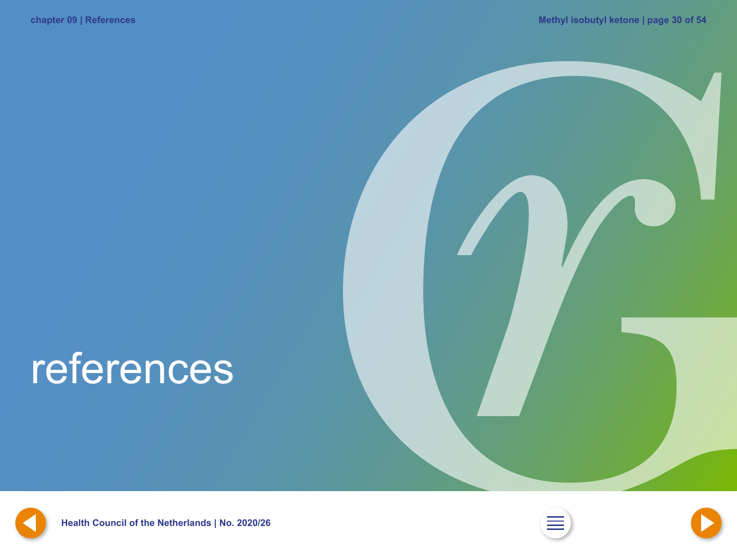# references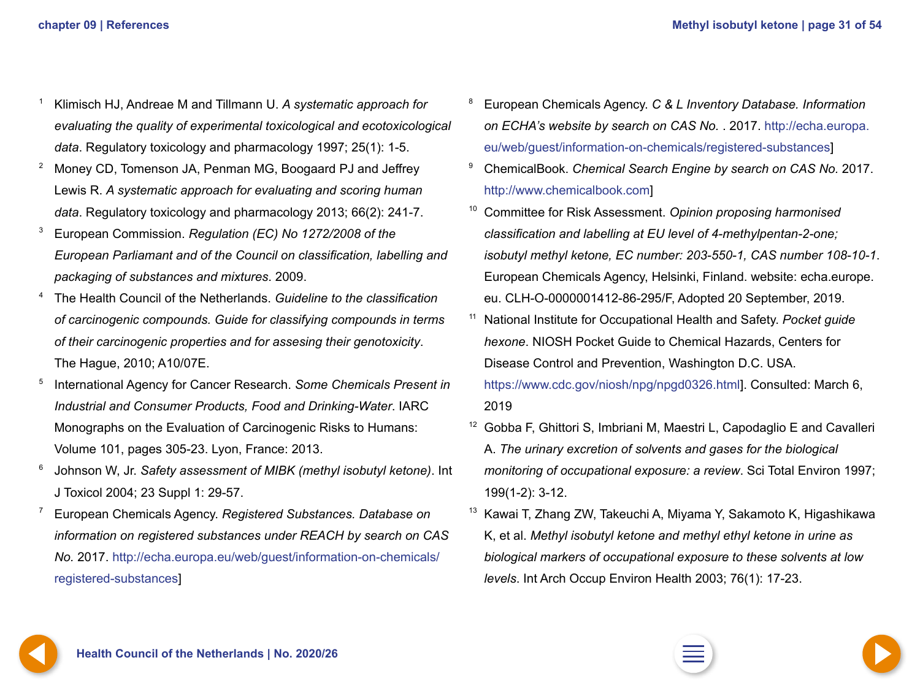1. Klimisch HJ, Andreae M and Tillmann U. *A systematic approach for evaluating the quality of experimental toxicological and ecotoxicological data*. Regulatory toxicology and pharmacology 1997; 25(1): 1-5.
2. Money CD, Tomenson JA, Penman MG, Boogaard PJ and Jeffrey Lewis R. *A systematic approach for evaluating and scoring human data*. Regulatory toxicology and pharmacology 2013; 66(2): 241-7.
3. European Commission. *Regulation (EC) No 1272/2008 of the European Parliamant and of the Council on classification, labelling and packaging of substances and mixtures*. 2009.
4. The Health Council of the Netherlands. *Guideline to the classification of carcinogenic compounds. Guide for classifying compounds in terms of their carcinogenic properties and for assesing their genotoxicity*. The Hague, 2010; A10/07E.
5. International Agency for Cancer Research. *Some Chemicals Present in Industrial and Consumer Products, Food and Drinking-Water*. IARC Monographs on the Evaluation of Carcinogenic Risks to Humans: Volume 101, pages 305-23. Lyon, France: 2013.
6. Johnson W, Jr. *Safety assessment of MIBK (methyl isobutyl ketone)*. Int J Toxicol 2004; 23 Suppl 1: 29-57.
7. European Chemicals Agency. *Registered Substances. Database on information on registered substances under REACH by search on CAS No.* 2017. http://echa.europa.eu/web/guest/information-on-chemicals/registered-substances]
8. European Chemicals Agency. *C & L Inventory Database. Information on ECHA's website by search on CAS No.* . 2017. http://echa.europa.eu/web/guest/information-on-chemicals/registered-substances]
9. ChemicalBook. *Chemical Search Engine by search on CAS No.* 2017. http://www.chemicalbook.com]
10. Committee for Risk Assessment. *Opinion proposing harmonised classification and labelling at EU level of 4-methylpentan-2-one; isobutyl methyl ketone, EC number: 203-550-1, CAS number 108-10-1*. European Chemicals Agency, Helsinki, Finland. website: echa.europe.eu. CLH-O-0000001412-86-295/F, Adopted 20 September, 2019.
11. National Institute for Occupational Health and Safety. *Pocket guide hexone*. NIOSH Pocket Guide to Chemical Hazards, Centers for Disease Control and Prevention, Washington D.C. USA. https://www.cdc.gov/niosh/npg/npgd0326.html]. Consulted: March 6, 2019
12. Gobba F, Ghittori S, Imbriani M, Maestri L, Capodaglio E and Cavalleri A. *The urinary excretion of solvents and gases for the biological monitoring of occupational exposure: a review*. Sci Total Environ 1997; 199(1-2): 3-12.
13. Kawai T, Zhang ZW, Takeuchi A, Miyama Y, Sakamoto K, Higashikawa K, et al. *Methyl isobutyl ketone and methyl ethyl ketone in urine as biological markers of occupational exposure to these solvents at low levels*. Int Arch Occup Environ Health 2003; 76(1): 17-23.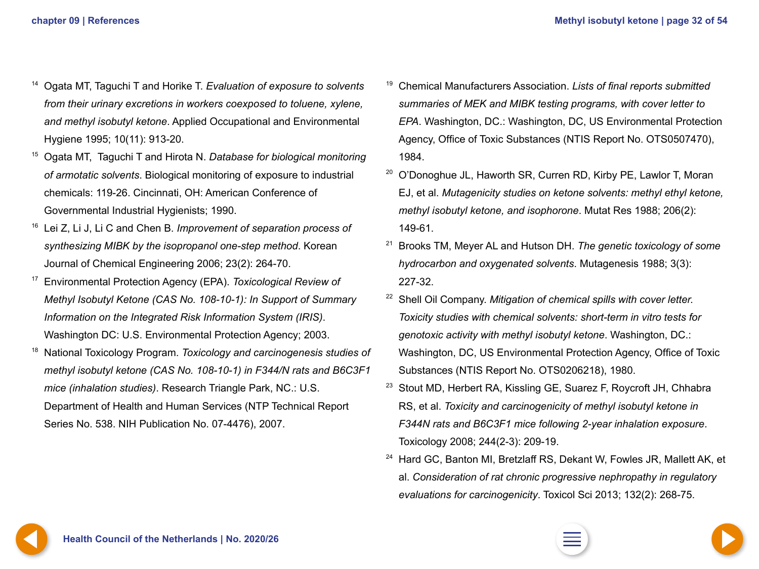[14] Ogata MT, Taguchi T and Horike T. *Evaluation of exposure to solvents from their urinary excretions in workers coexposed to toluene, xylene, and methyl isobutyl ketone*. Applied Occupational and Environmental Hygiene 1995; 10(11): 913-20.

[15] Ogata MT,  Taguchi T and Hirota N. *Database for biological monitoring of armotatic solvents*. Biological monitoring of exposure to industrial chemicals: 119-26. Cincinnati, OH: American Conference of Governmental Industrial Hygienists; 1990.

[16] Lei Z, Li J, Li C and Chen B. *Improvement of separation process of synthesizing MIBK by the isopropanol one-step method*. Korean Journal of Chemical Engineering 2006; 23(2): 264-70.

[17] Environmental Protection Agency (EPA). *Toxicological Review of Methyl Isobutyl Ketone (CAS No. 108-10-1): In Support of Summary Information on the Integrated Risk Information System (IRIS)*. Washington DC: U.S. Environmental Protection Agency; 2003.

[18] National Toxicology Program. *Toxicology and carcinogenesis studies of methyl isobutyl ketone (CAS No. 108-10-1) in F344/N rats and B6C3F1 mice (inhalation studies)*. Research Triangle Park, NC.: U.S. Department of Health and Human Services (NTP Technical Report Series No. 538. NIH Publication No. 07-4476), 2007.

[19] Chemical Manufacturers Association. *Lists of final reports submitted summaries of MEK and MIBK testing programs, with cover letter to EPA*. Washington, DC.: Washington, DC, US Environmental Protection Agency, Office of Toxic Substances (NTIS Report No. OTS0507470), 1984.

[20] O'Donoghue JL, Haworth SR, Curren RD, Kirby PE, Lawlor T, Moran EJ, et al. *Mutagenicity studies on ketone solvents: methyl ethyl ketone, methyl isobutyl ketone, and isophorone*. Mutat Res 1988; 206(2): 149-61.

[21] Brooks TM, Meyer AL and Hutson DH. *The genetic toxicology of some hydrocarbon and oxygenated solvents*. Mutagenesis 1988; 3(3): 227-32.

[22] Shell Oil Company. *Mitigation of chemical spills with cover letter. Toxicity studies with chemical solvents: short-term in vitro tests for genotoxic activity with methyl isobutyl ketone*. Washington, DC.: Washington, DC, US Environmental Protection Agency, Office of Toxic Substances (NTIS Report No. OTS0206218), 1980.

[23] Stout MD, Herbert RA, Kissling GE, Suarez F, Roycroft JH, Chhabra RS, et al. *Toxicity and carcinogenicity of methyl isobutyl ketone in F344N rats and B6C3F1 mice following 2-year inhalation exposure*. Toxicology 2008; 244(2-3): 209-19.

[24] Hard GC, Banton MI, Bretzlaff RS, Dekant W, Fowles JR, Mallett AK, et al. *Consideration of rat chronic progressive nephropathy in regulatory evaluations for carcinogenicity*. Toxicol Sci 2013; 132(2): 268-75.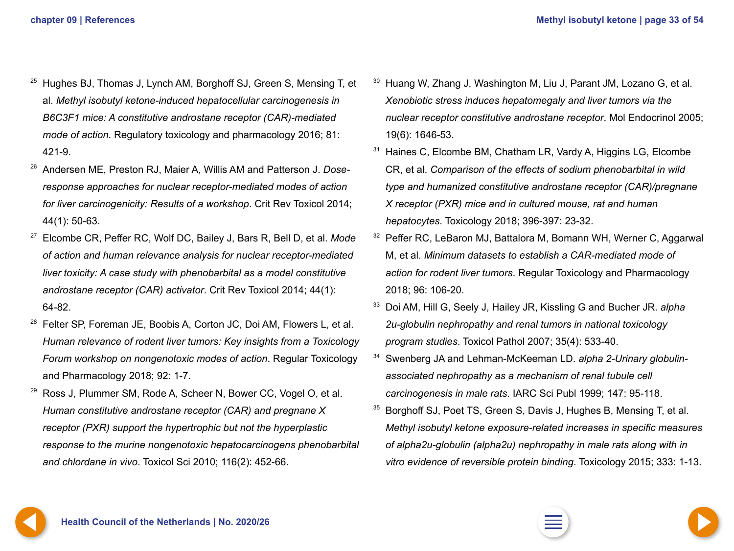25. Hughes BJ, Thomas J, Lynch AM, Borghoff SJ, Green S, Mensing T, et al. *Methyl isobutyl ketone-induced hepatocellular carcinogenesis in B6C3F1 mice: A constitutive androstane receptor (CAR)-mediated mode of action*. Regulatory toxicology and pharmacology 2016; 81: 421-9.
26. Andersen ME, Preston RJ, Maier A, Willis AM and Patterson J. *Dose-response approaches for nuclear receptor-mediated modes of action for liver carcinogenicity: Results of a workshop*. Crit Rev Toxicol 2014; 44(1): 50-63.
27. Elcombe CR, Peffer RC, Wolf DC, Bailey J, Bars R, Bell D, et al. *Mode of action and human relevance analysis for nuclear receptor-mediated liver toxicity: A case study with phenobarbital as a model constitutive androstane receptor (CAR) activator*. Crit Rev Toxicol 2014; 44(1): 64-82.
28. Felter SP, Foreman JE, Boobis A, Corton JC, Doi AM, Flowers L, et al. *Human relevance of rodent liver tumors: Key insights from a Toxicology Forum workshop on nongenotoxic modes of action*. Regular Toxicology and Pharmacology 2018; 92: 1-7.
29. Ross J, Plummer SM, Rode A, Scheer N, Bower CC, Vogel O, et al. *Human constitutive androstane receptor (CAR) and pregnane X receptor (PXR) support the hypertrophic but not the hyperplastic response to the murine nongenotoxic hepatocarcinogens phenobarbital and chlordane in vivo*. Toxicol Sci 2010; 116(2): 452-66.
30. Huang W, Zhang J, Washington M, Liu J, Parant JM, Lozano G, et al. *Xenobiotic stress induces hepatomegaly and liver tumors via the nuclear receptor constitutive androstane receptor*. Mol Endocrinol 2005; 19(6): 1646-53.
31. Haines C, Elcombe BM, Chatham LR, Vardy A, Higgins LG, Elcombe CR, et al. *Comparison of the effects of sodium phenobarbital in wild type and humanized constitutive androstane receptor (CAR)/pregnane X receptor (PXR) mice and in cultured mouse, rat and human hepatocytes*. Toxicology 2018; 396-397: 23-32.
32. Peffer RC, LeBaron MJ, Battalora M, Bomann WH, Werner C, Aggarwal M, et al. *Minimum datasets to establish a CAR-mediated mode of action for rodent liver tumors*. Regular Toxicology and Pharmacology 2018; 96: 106-20.
33. Doi AM, Hill G, Seely J, Hailey JR, Kissling G and Bucher JR. *alpha 2u-globulin nephropathy and renal tumors in national toxicology program studies*. Toxicol Pathol 2007; 35(4): 533-40.
34. Swenberg JA and Lehman-McKeeman LD. *alpha 2-Urinary globulin-associated nephropathy as a mechanism of renal tubule cell carcinogenesis in male rats*. IARC Sci Publ 1999; 147: 95-118.
35. Borghoff SJ, Poet TS, Green S, Davis J, Hughes B, Mensing T, et al. *Methyl isobutyl ketone exposure-related increases in specific measures of alpha2u-globulin (alpha2u) nephropathy in male rats along with in vitro evidence of reversible protein binding*. Toxicology 2015; 333: 1-13.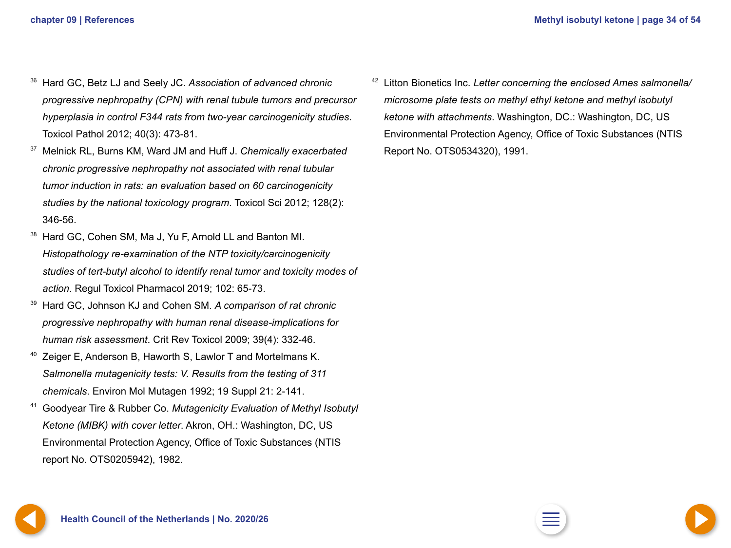[36] Hard GC, Betz LJ and Seely JC. *Association of advanced chronic progressive nephropathy (CPN) with renal tubule tumors and precursor hyperplasia in control F344 rats from two-year carcinogenicity studies*. Toxicol Pathol 2012; 40(3): 473-81.

[37] Melnick RL, Burns KM, Ward JM and Huff J. *Chemically exacerbated chronic progressive nephropathy not associated with renal tubular tumor induction in rats: an evaluation based on 60 carcinogenicity studies by the national toxicology program*. Toxicol Sci 2012; 128(2): 346-56.

[38] Hard GC, Cohen SM, Ma J, Yu F, Arnold LL and Banton MI. *Histopathology re-examination of the NTP toxicity/carcinogenicity studies of tert-butyl alcohol to identify renal tumor and toxicity modes of action*. Regul Toxicol Pharmacol 2019; 102: 65-73.

[39] Hard GC, Johnson KJ and Cohen SM. *A comparison of rat chronic progressive nephropathy with human renal disease-implications for human risk assessment*. Crit Rev Toxicol 2009; 39(4): 332-46.

[40] Zeiger E, Anderson B, Haworth S, Lawlor T and Mortelmans K. *Salmonella mutagenicity tests: V. Results from the testing of 311 chemicals*. Environ Mol Mutagen 1992; 19 Suppl 21: 2-141.

[41] Goodyear Tire & Rubber Co. *Mutagenicity Evaluation of Methyl Isobutyl Ketone (MIBK) with cover letter*. Akron, OH.: Washington, DC, US Environmental Protection Agency, Office of Toxic Substances (NTIS report No. OTS0205942), 1982.

[42] Litton Bionetics Inc. *Letter concerning the enclosed Ames salmonella/ microsome plate tests on methyl ethyl ketone and methyl isobutyl ketone with attachments*. Washington, DC.: Washington, DC, US Environmental Protection Agency, Office of Toxic Substances (NTIS Report No. OTS0534320), 1991.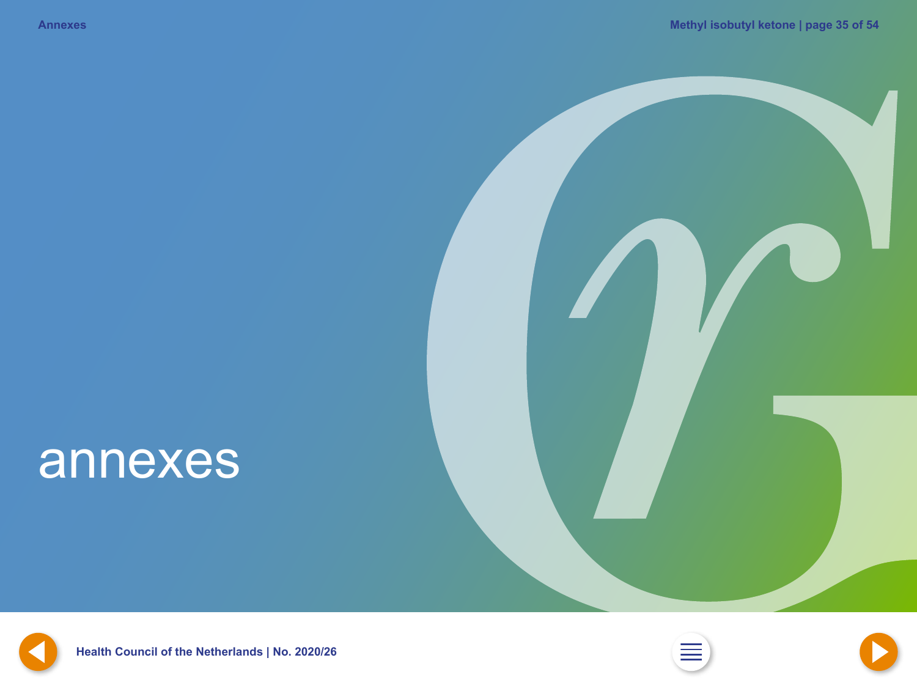# annexes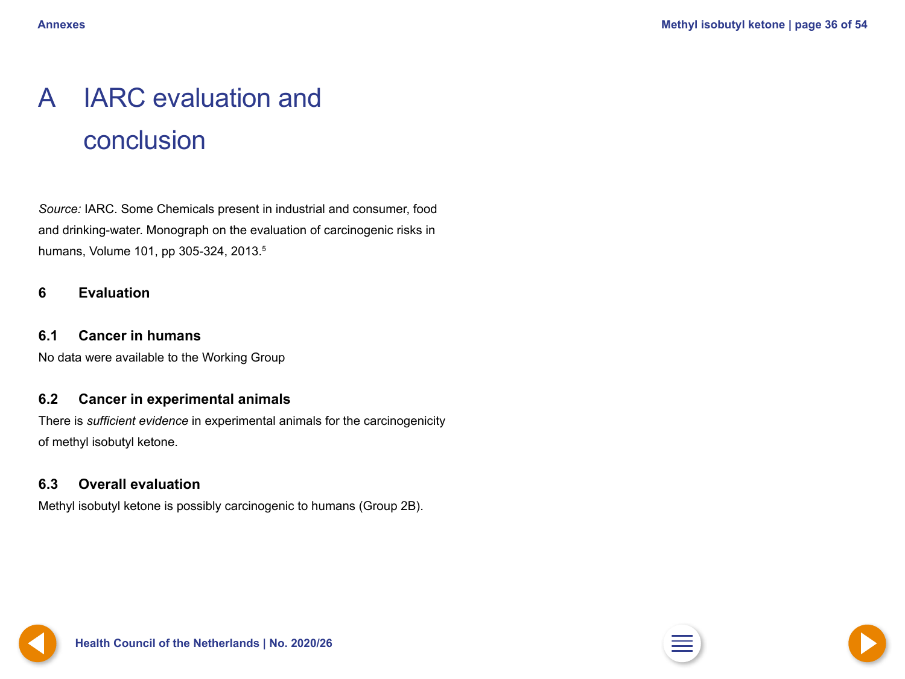# A IARC evaluation and conclusion

*Source:* IARC. Some Chemicals present in industrial and consumer, food and drinking-water. Monograph on the evaluation of carcinogenic risks in humans, Volume 101, pp 305-324, 2013.[5]

## 6 Evaluation

### 6.1 Cancer in humans

No data were available to the Working Group

### 6.2 Cancer in experimental animals

There is *sufficient evidence* in experimental animals for the carcinogenicity of methyl isobutyl ketone.

### 6.3 Overall evaluation

Methyl isobutyl ketone is possibly carcinogenic to humans (Group 2B).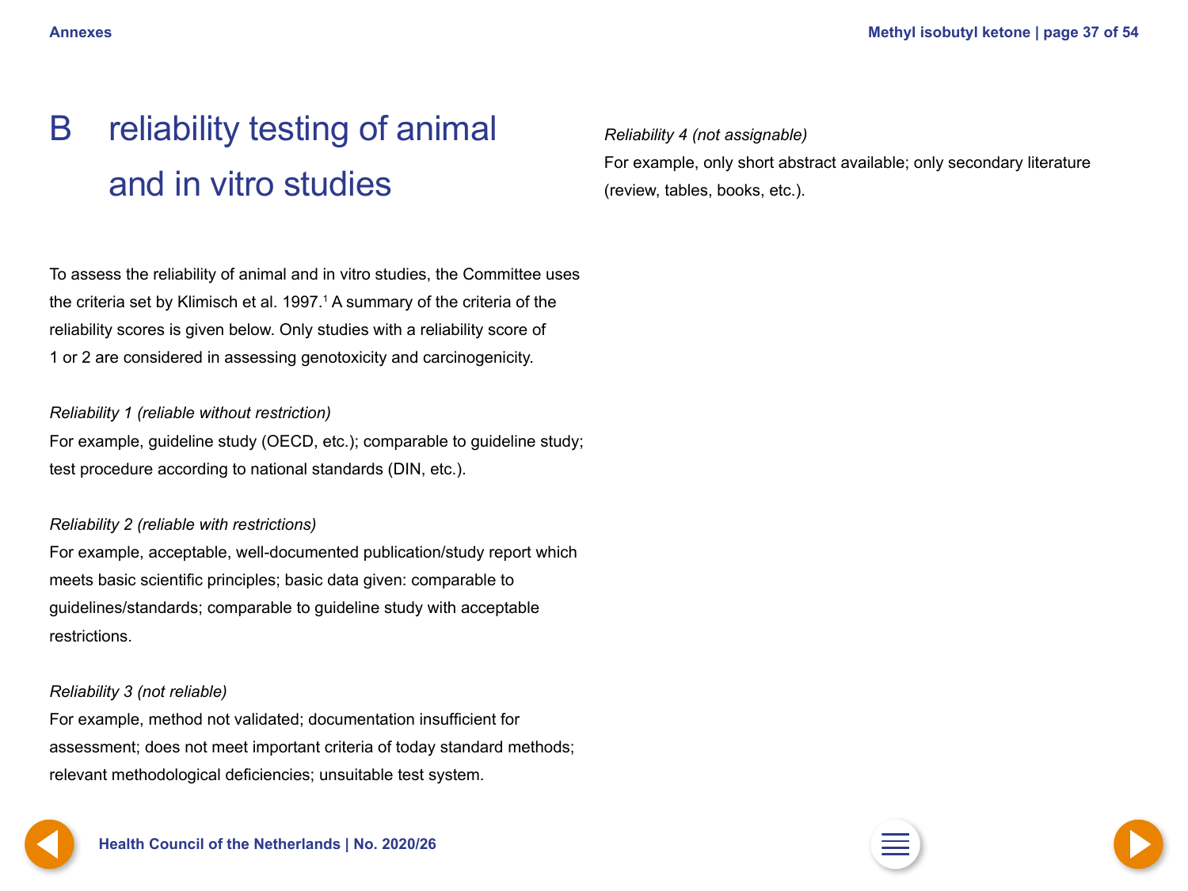# B reliability testing of animal and in vitro studies

To assess the reliability of animal and in vitro studies, the Committee uses the criteria set by Klimisch et al. 1997.[1] A summary of the criteria of the reliability scores is given below. Only studies with a reliability score of 1 or 2 are considered in assessing genotoxicity and carcinogenicity.

*Reliability 1 (reliable without restriction)*
For example, guideline study (OECD, etc.); comparable to guideline study; test procedure according to national standards (DIN, etc.).

*Reliability 2 (reliable with restrictions)*
For example, acceptable, well-documented publication/study report which meets basic scientific principles; basic data given: comparable to guidelines/standards; comparable to guideline study with acceptable restrictions.

*Reliability 3 (not reliable)*
For example, method not validated; documentation insufficient for assessment; does not meet important criteria of today standard methods; relevant methodological deficiencies; unsuitable test system.

*Reliability 4 (not assignable)*
For example, only short abstract available; only secondary literature (review, tables, books, etc.).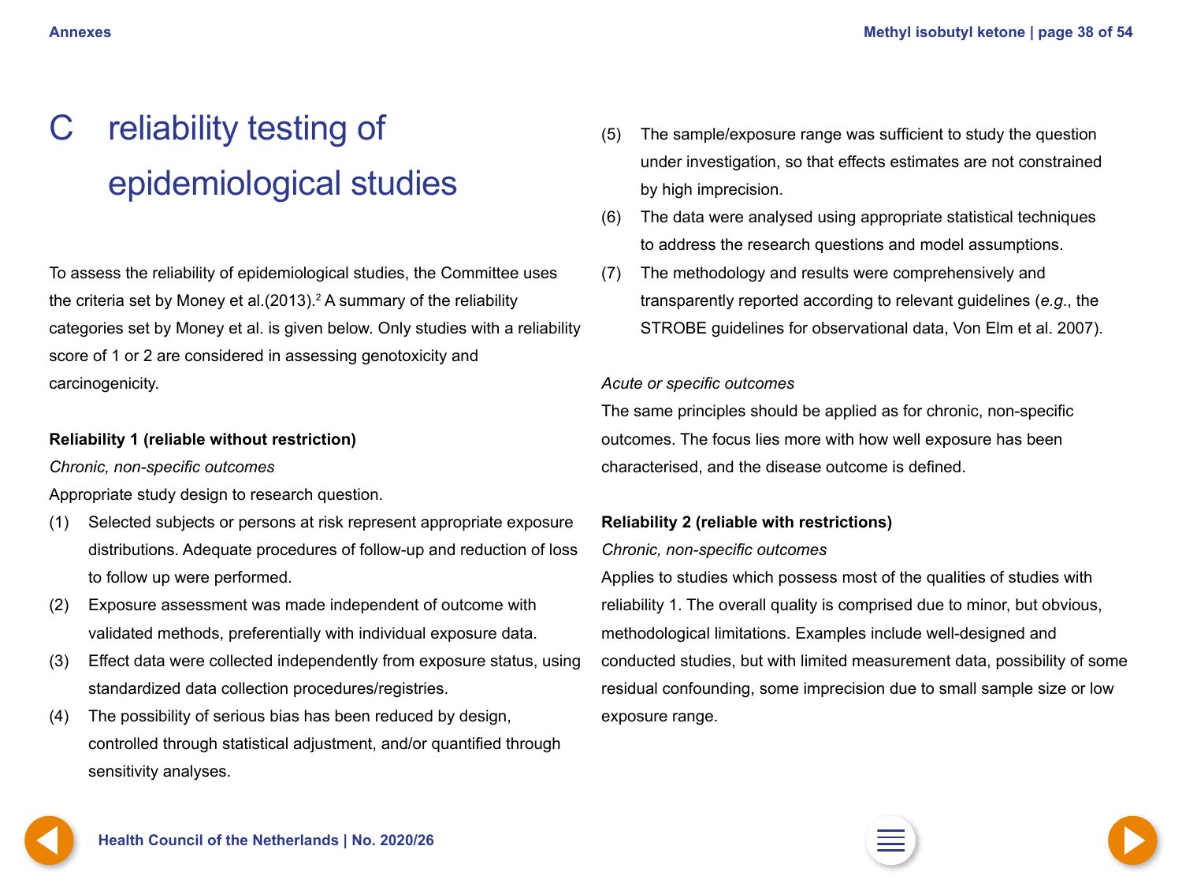# C reliability testing of epidemiological studies

To assess the reliability of epidemiological studies, the Committee uses the criteria set by Money et al.(2013).[2] A summary of the reliability categories set by Money et al. is given below. Only studies with a reliability score of 1 or 2 are considered in assessing genotoxicity and carcinogenicity.

**Reliability 1 (reliable without restriction)**

*Chronic, non-specific outcomes*

Appropriate study design to research question.

(1) Selected subjects or persons at risk represent appropriate exposure distributions. Adequate procedures of follow-up and reduction of loss to follow up were performed.

(2) Exposure assessment was made independent of outcome with validated methods, preferentially with individual exposure data.

(3) Effect data were collected independently from exposure status, using standardized data collection procedures/registries.

(4) The possibility of serious bias has been reduced by design, controlled through statistical adjustment, and/or quantified through sensitivity analyses.

(5) The sample/exposure range was sufficient to study the question under investigation, so that effects estimates are not constrained by high imprecision.

(6) The data were analysed using appropriate statistical techniques to address the research questions and model assumptions.

(7) The methodology and results were comprehensively and transparently reported according to relevant guidelines (*e.g.*, the STROBE guidelines for observational data, Von Elm et al. 2007).

*Acute or specific outcomes*

The same principles should be applied as for chronic, non-specific outcomes. The focus lies more with how well exposure has been characterised, and the disease outcome is defined.

**Reliability 2 (reliable with restrictions)**

*Chronic, non-specific outcomes*

Applies to studies which possess most of the qualities of studies with reliability 1. The overall quality is comprised due to minor, but obvious, methodological limitations. Examples include well-designed and conducted studies, but with limited measurement data, possibility of some residual confounding, some imprecision due to small sample size or low exposure range.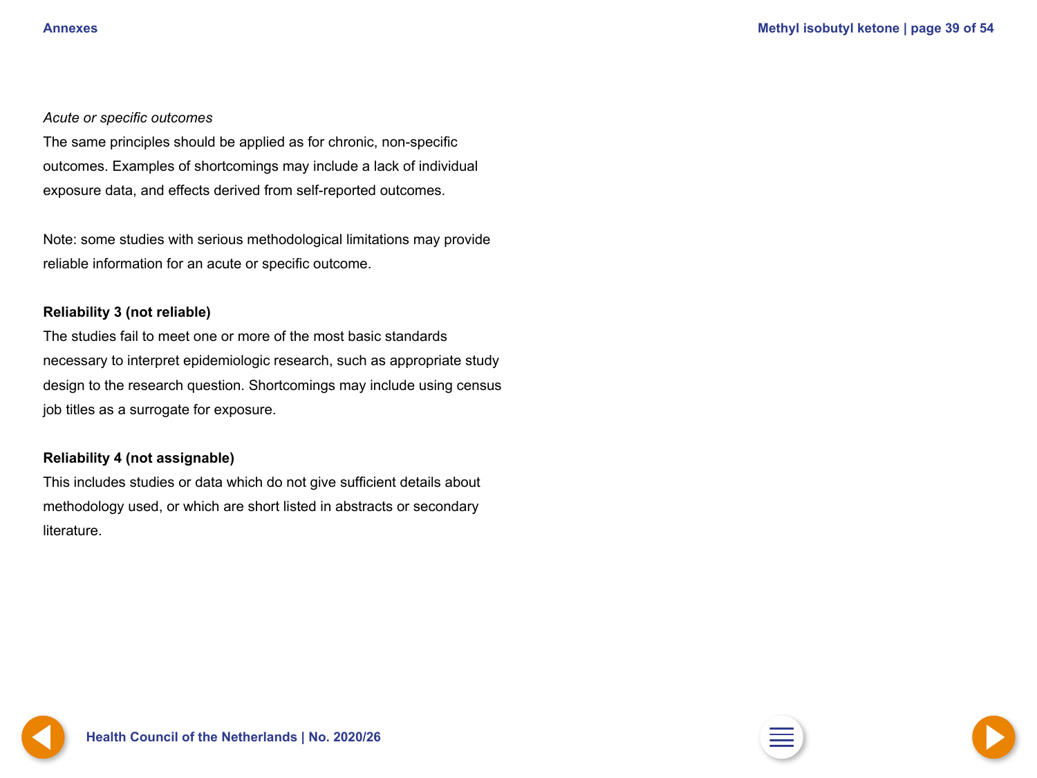*Acute or specific outcomes*

The same principles should be applied as for chronic, non-specific outcomes. Examples of shortcomings may include a lack of individual exposure data, and effects derived from self-reported outcomes.

Note: some studies with serious methodological limitations may provide reliable information for an acute or specific outcome.

**Reliability 3 (not reliable)**

The studies fail to meet one or more of the most basic standards necessary to interpret epidemiologic research, such as appropriate study design to the research question. Shortcomings may include using census job titles as a surrogate for exposure.

**Reliability 4 (not assignable)**

This includes studies or data which do not give sufficient details about methodology used, or which are short listed in abstracts or secondary literature.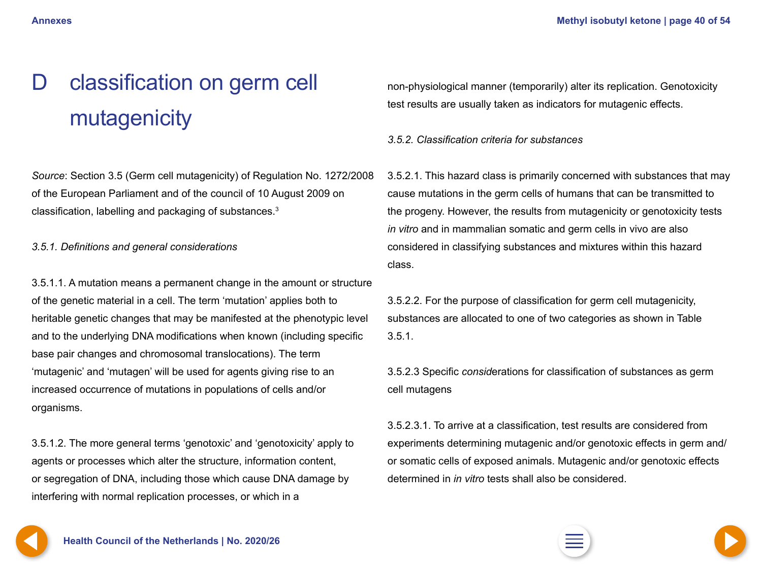# D classification on germ cell mutagenicity

*Source*: Section 3.5 (Germ cell mutagenicity) of Regulation No. 1272/2008 of the European Parliament and of the council of 10 August 2009 on classification, labelling and packaging of substances.[3]

*3.5.1. Definitions and general considerations*

3.5.1.1. A mutation means a permanent change in the amount or structure of the genetic material in a cell. The term 'mutation' applies both to heritable genetic changes that may be manifested at the phenotypic level and to the underlying DNA modifications when known (including specific base pair changes and chromosomal translocations). The term 'mutagenic' and 'mutagen' will be used for agents giving rise to an increased occurrence of mutations in populations of cells and/or organisms.

3.5.1.2. The more general terms 'genotoxic' and 'genotoxicity' apply to agents or processes which alter the structure, information content, or segregation of DNA, including those which cause DNA damage by interfering with normal replication processes, or which in a non-physiological manner (temporarily) alter its replication. Genotoxicity test results are usually taken as indicators for mutagenic effects.

*3.5.2. Classification criteria for substances*

3.5.2.1. This hazard class is primarily concerned with substances that may cause mutations in the germ cells of humans that can be transmitted to the progeny. However, the results from mutagenicity or genotoxicity tests *in vitro* and in mammalian somatic and germ cells in vivo are also considered in classifying substances and mixtures within this hazard class.

3.5.2.2. For the purpose of classification for germ cell mutagenicity, substances are allocated to one of two categories as shown in Table 3.5.1.

3.5.2.3 Specific *consid*erations for classification of substances as germ cell mutagens

3.5.2.3.1. To arrive at a classification, test results are considered from experiments determining mutagenic and/or genotoxic effects in germ and/ or somatic cells of exposed animals. Mutagenic and/or genotoxic effects determined in *in vitro* tests shall also be considered.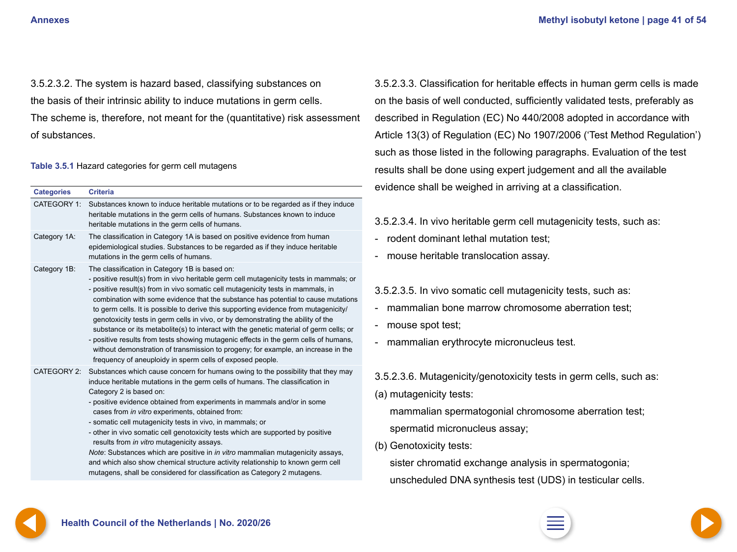3.5.2.3.2. The system is hazard based, classifying substances on the basis of their intrinsic ability to induce mutations in germ cells. The scheme is, therefore, not meant for the (quantitative) risk assessment of substances.

**Table 3.5.1** Hazard categories for germ cell mutagens

| Categories | Criteria |
| --- | --- |
| CATEGORY 1: | Substances known to induce heritable mutations or to be regarded as if they induce heritable mutations in the germ cells of humans. Substances known to induce heritable mutations in the germ cells of humans. |
| Category 1A: | The classification in Category 1A is based on positive evidence from human epidemiological studies. Substances to be regarded as if they induce heritable mutations in the germ cells of humans. |
| Category 1B: | The classification in Category 1B is based on:<br>- positive result(s) from in vivo heritable germ cell mutagenicity tests in mammals; or<br>- positive result(s) from in vivo somatic cell mutagenicity tests in mammals, in combination with some evidence that the substance has potential to cause mutations to germ cells. It is possible to derive this supporting evidence from mutagenicity/genotoxicity tests in germ cells in vivo, or by demonstrating the ability of the substance or its metabolite(s) to interact with the genetic material of germ cells; or<br>- positive results from tests showing mutagenic effects in the germ cells of humans, without demonstration of transmission to progeny; for example, an increase in the frequency of aneuploidy in sperm cells of exposed people. |
| CATEGORY 2: | Substances which cause concern for humans owing to the possibility that they may induce heritable mutations in the germ cells of humans. The classification in Category 2 is based on:<br>- positive evidence obtained from experiments in mammals and/or in some cases from *in vitro* experiments, obtained from:<br>- somatic cell mutagenicity tests in vivo, in mammals; or<br>- other in vivo somatic cell genotoxicity tests which are supported by positive results from *in vitro* mutagenicity assays.<br>*Note*: Substances which are positive in *in vitro* mammalian mutagenicity assays, and which also show chemical structure activity relationship to known germ cell mutagens, shall be considered for classification as Category 2 mutagens. |

3.5.2.3.3. Classification for heritable effects in human germ cells is made on the basis of well conducted, sufficiently validated tests, preferably as described in Regulation (EC) No 440/2008 adopted in accordance with Article 13(3) of Regulation (EC) No 1907/2006 ('Test Method Regulation') such as those listed in the following paragraphs. Evaluation of the test results shall be done using expert judgement and all the available evidence shall be weighed in arriving at a classification.

3.5.2.3.4. In vivo heritable germ cell mutagenicity tests, such as:
- rodent dominant lethal mutation test;
- mouse heritable translocation assay.

3.5.2.3.5. In vivo somatic cell mutagenicity tests, such as:
- mammalian bone marrow chromosome aberration test;
- mouse spot test;
- mammalian erythrocyte micronucleus test.

3.5.2.3.6. Mutagenicity/genotoxicity tests in germ cells, such as:

(a) mutagenicity tests:

mammalian spermatogonial chromosome aberration test;

spermatid micronucleus assay;

(b) Genotoxicity tests:

sister chromatid exchange analysis in spermatogonia;

unscheduled DNA synthesis test (UDS) in testicular cells.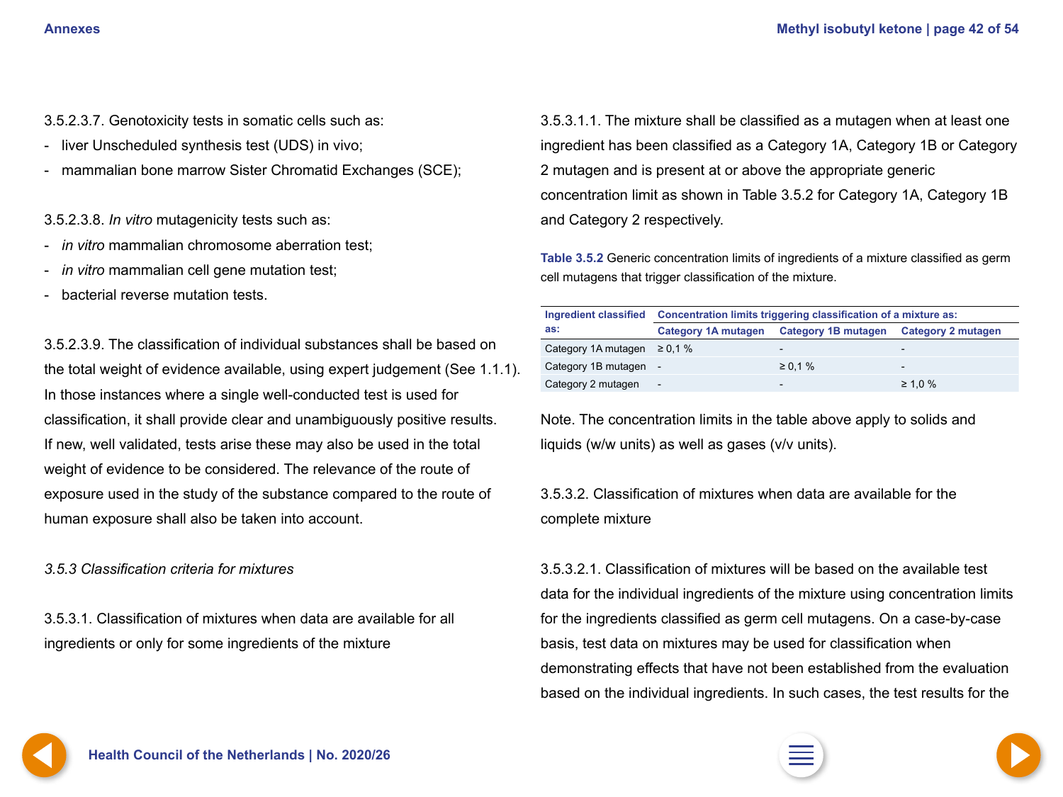3.5.2.3.7. Genotoxicity tests in somatic cells such as:

- liver Unscheduled synthesis test (UDS) in vivo;
- mammalian bone marrow Sister Chromatid Exchanges (SCE);

3.5.2.3.8. *In vitro* mutagenicity tests such as:

- *in vitro* mammalian chromosome aberration test;
- *in vitro* mammalian cell gene mutation test;
- bacterial reverse mutation tests.

3.5.2.3.9. The classification of individual substances shall be based on the total weight of evidence available, using expert judgement (See 1.1.1). In those instances where a single well-conducted test is used for classification, it shall provide clear and unambiguously positive results. If new, well validated, tests arise these may also be used in the total weight of evidence to be considered. The relevance of the route of exposure used in the study of the substance compared to the route of human exposure shall also be taken into account.

*3.5.3 Classification criteria for mixtures*

3.5.3.1. Classification of mixtures when data are available for all ingredients or only for some ingredients of the mixture

3.5.3.1.1. The mixture shall be classified as a mutagen when at least one ingredient has been classified as a Category 1A, Category 1B or Category 2 mutagen and is present at or above the appropriate generic concentration limit as shown in Table 3.5.2 for Category 1A, Category 1B and Category 2 respectively.

**Table 3.5.2** Generic concentration limits of ingredients of a mixture classified as germ cell mutagens that trigger classification of the mixture.

| Ingredient classified as: | Concentration limits triggering classification of a mixture as: | | |
|---|---|---|---|
| | Category 1A mutagen | Category 1B mutagen | Category 2 mutagen |
| Category 1A mutagen | ≥ 0,1 % | - | - |
| Category 1B mutagen | - | ≥ 0,1 % | - |
| Category 2 mutagen | - | - | ≥ 1,0 % |

Note. The concentration limits in the table above apply to solids and liquids (w/w units) as well as gases (v/v units).

3.5.3.2. Classification of mixtures when data are available for the complete mixture

3.5.3.2.1. Classification of mixtures will be based on the available test data for the individual ingredients of the mixture using concentration limits for the ingredients classified as germ cell mutagens. On a case-by-case basis, test data on mixtures may be used for classification when demonstrating effects that have not been established from the evaluation based on the individual ingredients. In such cases, the test results for the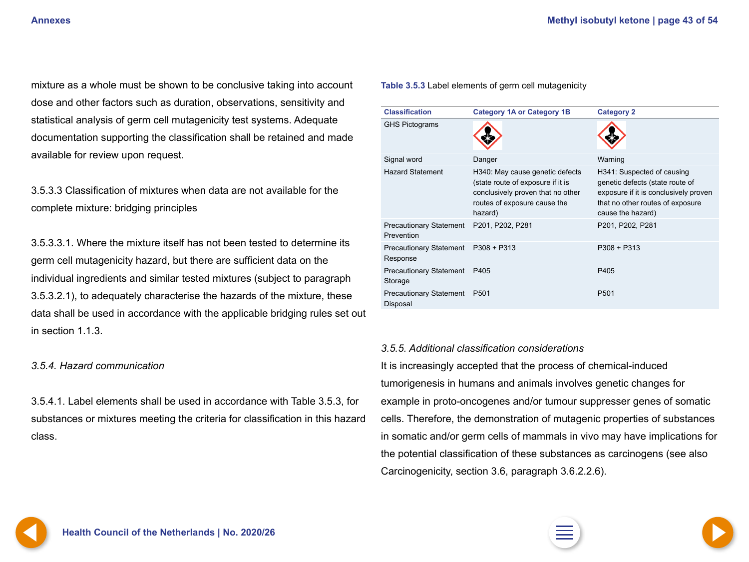mixture as a whole must be shown to be conclusive taking into account dose and other factors such as duration, observations, sensitivity and statistical analysis of germ cell mutagenicity test systems. Adequate documentation supporting the classification shall be retained and made available for review upon request.

3.5.3.3 Classification of mixtures when data are not available for the complete mixture: bridging principles

3.5.3.3.1. Where the mixture itself has not been tested to determine its germ cell mutagenicity hazard, but there are sufficient data on the individual ingredients and similar tested mixtures (subject to paragraph 3.5.3.2.1), to adequately characterise the hazards of the mixture, these data shall be used in accordance with the applicable bridging rules set out in section 1.1.3.

*3.5.4. Hazard communication*

3.5.4.1. Label elements shall be used in accordance with Table 3.5.3, for substances or mixtures meeting the criteria for classification in this hazard class.

**Table 3.5.3** Label elements of germ cell mutagenicity

| Classification | Category 1A or Category 1B | Category 2 |
|---|---|---|
| GHS Pictograms | | |
| Signal word | Danger | Warning |
| Hazard Statement | H340: May cause genetic defects (state route of exposure if it is conclusively proven that no other routes of exposure cause the hazard) | H341: Suspected of causing genetic defects (state route of exposure if it is conclusively proven that no other routes of exposure cause the hazard) |
| Precautionary Statement Prevention | P201, P202, P281 | P201, P202, P281 |
| Precautionary Statement Response | P308 + P313 | P308 + P313 |
| Precautionary Statement Storage | P405 | P405 |
| Precautionary Statement Disposal | P501 | P501 |

*3.5.5. Additional classification considerations*

It is increasingly accepted that the process of chemical-induced tumorigenesis in humans and animals involves genetic changes for example in proto-oncogenes and/or tumour suppresser genes of somatic cells. Therefore, the demonstration of mutagenic properties of substances in somatic and/or germ cells of mammals in vivo may have implications for the potential classification of these substances as carcinogens (see also Carcinogenicity, section 3.6, paragraph 3.6.2.2.6).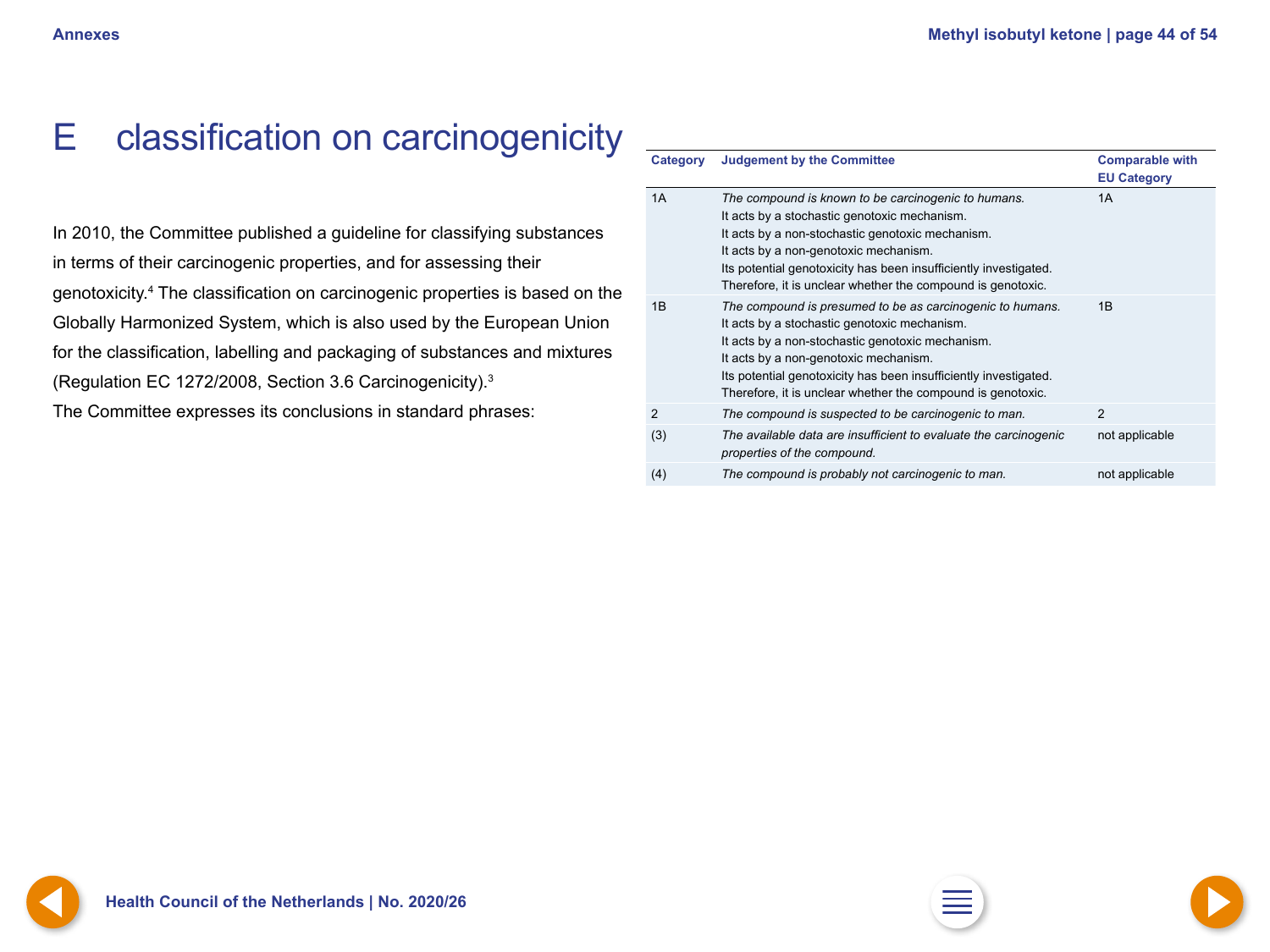# E classification on carcinogenicity

In 2010, the Committee published a guideline for classifying substances in terms of their carcinogenic properties, and for assessing their genotoxicity.[4] The classification on carcinogenic properties is based on the Globally Harmonized System, which is also used by the European Union for the classification, labelling and packaging of substances and mixtures (Regulation EC 1272/2008, Section 3.6 Carcinogenicity).[3]
The Committee expresses its conclusions in standard phrases:

| Category | Judgement by the Committee | Comparable with EU Category |
|---|---|---|
| 1A | *The compound is known to be carcinogenic to humans.*<br>It acts by a stochastic genotoxic mechanism.<br>It acts by a non-stochastic genotoxic mechanism.<br>It acts by a non-genotoxic mechanism.<br>Its potential genotoxicity has been insufficiently investigated. Therefore, it is unclear whether the compound is genotoxic. | 1A |
| 1B | *The compound is presumed to be as carcinogenic to humans.*<br>It acts by a stochastic genotoxic mechanism.<br>It acts by a non-stochastic genotoxic mechanism.<br>It acts by a non-genotoxic mechanism.<br>Its potential genotoxicity has been insufficiently investigated. Therefore, it is unclear whether the compound is genotoxic. | 1B |
| 2 | *The compound is suspected to be carcinogenic to man.* | 2 |
| (3) | *The available data are insufficient to evaluate the carcinogenic properties of the compound.* | not applicable |
| (4) | *The compound is probably not carcinogenic to man.* | not applicable |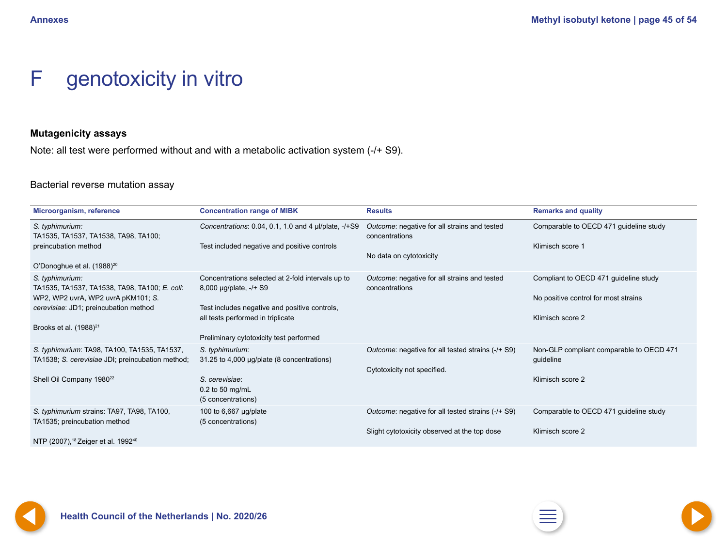# F genotoxicity in vitro

**Mutagenicity assays**

Note: all test were performed without and with a metabolic activation system (-/+ S9).

Bacterial reverse mutation assay

| Microorganism, reference | Concentration range of MIBK | Results | Remarks and quality |
|---|---|---|---|
| *S. typhimurium:* TA1535, TA1537, TA1538, TA98, TA100; preincubation method<br><br>O'Donoghue et al. (1988)[20] | *Concentrations*: 0.04, 0.1, 1.0 and 4 µl/plate, -/+S9<br><br>Test included negative and positive controls | *Outcome*: negative for all strains and tested concentrations<br><br>No data on cytotoxicity | Comparable to OECD 471 guideline study<br><br>Klimisch score 1 |
| *S. typhimurium:* TA1535, TA1537, TA1538, TA98, TA100; *E. coli*: WP2, WP2 uvrA, WP2 uvrA pKM101; *S. cerevisiae*: JD1; preincubation method<br><br>Brooks et al. (1988)[21] | Concentrations selected at 2-fold intervals up to 8,000 µg/plate, -/+ S9<br><br>Test includes negative and positive controls, all tests performed in triplicate<br><br>Preliminary cytotoxicity test performed | *Outcome*: negative for all strains and tested concentrations | Compliant to OECD 471 guideline study<br><br>No positive control for most strains<br><br>Klimisch score 2 |
| *S. typhimurium*: TA98, TA100, TA1535, TA1537, TA1538; *S. cerevisiae* JDI; preincubation method;<br><br>Shell Oil Company 1980[22] | *S. typhimurium*:<br>31.25 to 4,000 µg/plate (8 concentrations)<br><br>*S. cerevisiae*:<br>0.2 to 50 mg/mL<br>(5 concentrations) | *Outcome*: negative for all tested strains (-/+ S9)<br><br>Cytotoxicity not specified. | Non-GLP compliant comparable to OECD 471 guideline<br><br>Klimisch score 2 |
| *S. typhimurium* strains: TA97, TA98, TA100, TA1535; preincubation method<br><br>NTP (2007),[18] Zeiger et al. 1992[40] | 100 to 6,667 µg/plate<br>(5 concentrations) | *Outcome*: negative for all tested strains (-/+ S9)<br><br>Slight cytotoxicity observed at the top dose | Comparable to OECD 471 guideline study<br><br>Klimisch score 2 |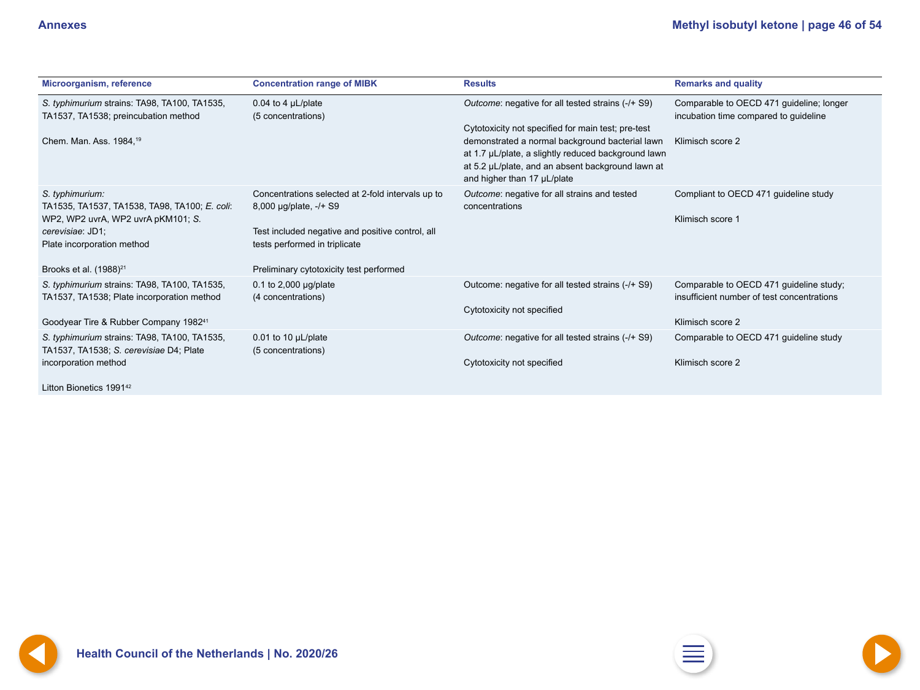| Microorganism, reference | Concentration range of MIBK | Results | Remarks and quality |
|---|---|---|---|
| *S. typhimurium* strains: TA98, TA100, TA1535, TA1537, TA1538; preincubation method<br><br>Chem. Man. Ass. 1984,[19] | 0.04 to 4 µL/plate<br>(5 concentrations) | *Outcome*: negative for all tested strains (-/+ S9)<br><br>Cytotoxicity not specified for main test; pre-test demonstrated a normal background bacterial lawn at 1.7 µL/plate, a slightly reduced background lawn at 5.2 µL/plate, and an absent background lawn at and higher than 17 µL/plate | Comparable to OECD 471 guideline; longer incubation time compared to guideline<br><br>Klimisch score 2 |
| *S. typhimurium*:<br>TA1535, TA1537, TA1538, TA98, TA100; *E. coli*: WP2, WP2 uvrA, WP2 uvrA pKM101; *S. cerevisiae*: JD1;<br>Plate incorporation method<br><br>Brooks et al. (1988)[21] | Concentrations selected at 2-fold intervals up to 8,000 µg/plate, -/+ S9<br><br>Test included negative and positive control, all tests performed in triplicate<br><br>Preliminary cytotoxicity test performed | *Outcome*: negative for all strains and tested concentrations | Compliant to OECD 471 guideline study<br><br>Klimisch score 1 |
| *S. typhimurium* strains: TA98, TA100, TA1535, TA1537, TA1538; Plate incorporation method<br><br>Goodyear Tire & Rubber Company 1982[41] | 0.1 to 2,000 µg/plate<br>(4 concentrations) | Outcome: negative for all tested strains (-/+ S9)<br><br>Cytotoxicity not specified | Comparable to OECD 471 guideline study; insufficient number of test concentrations<br><br>Klimisch score 2 |
| *S. typhimurium* strains: TA98, TA100, TA1535, TA1537, TA1538; *S. cerevisiae* D4; Plate incorporation method<br><br>Litton Bionetics 1991[42] | 0.01 to 10 µL/plate<br>(5 concentrations) | *Outcome*: negative for all tested strains (-/+ S9)<br><br>Cytotoxicity not specified | Comparable to OECD 471 guideline study<br><br>Klimisch score 2 |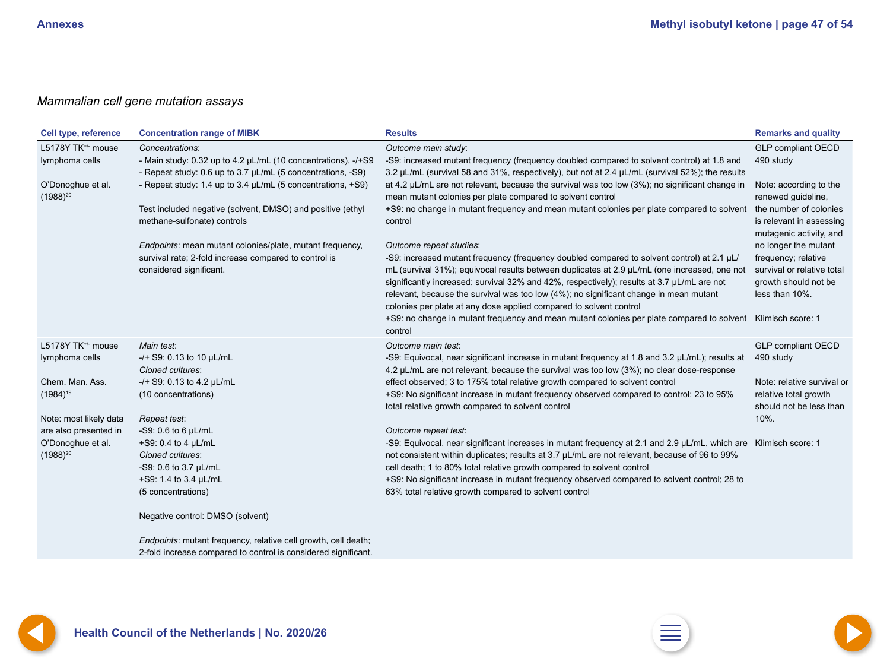*Mammalian cell gene mutation assays*

| Cell type, reference | Concentration range of MIBK | Results | Remarks and quality |
|---|---|---|---|
| L5178Y TK$^{+/-}$ mouse lymphoma cells<br><br>O'Donoghue et al. (1988)[20] | *Concentrations*:<br>- Main study: 0.32 up to 4.2 μL/mL (10 concentrations), -/+S9<br>- Repeat study: 0.6 up to 3.7 μL/mL (5 concentrations, -S9)<br>- Repeat study: 1.4 up to 3.4 μL/mL (5 concentrations, +S9)<br><br>Test included negative (solvent, DMSO) and positive (ethyl methane-sulfonate) controls<br><br>*Endpoints*: mean mutant colonies/plate, mutant frequency, survival rate; 2-fold increase compared to control is considered significant. | *Outcome main study*:<br>-S9: increased mutant frequency (frequency doubled compared to solvent control) at 1.8 and 3.2 μL/mL (survival 58 and 31%, respectively), but not at 2.4 μL/mL (survival 52%); the results at 4.2 μL/mL are not relevant, because the survival was too low (3%); no significant change in mean mutant colonies per plate compared to solvent control<br>+S9: no change in mutant frequency and mean mutant colonies per plate compared to solvent control<br><br>*Outcome repeat studies*:<br>-S9: increased mutant frequency (frequency doubled compared to solvent control) at 2.1 μL/mL (survival 31%); equivocal results between duplicates at 2.9 μL/mL (one increased, one not significantly increased; survival 32% and 42%, respectively); results at 3.7 μL/mL are not relevant, because the survival was too low (4%); no significant change in mean mutant colonies per plate at any dose applied compared to solvent control<br>+S9: no change in mutant frequency and mean mutant colonies per plate compared to solvent control | GLP compliant OECD 490 study<br><br>Note: according to the renewed guideline, the number of colonies is relevant in assessing mutagenic activity, and no longer the mutant frequency; relative survival or relative total growth should not be less than 10%.<br><br>Klimisch score: 1 |
| L5178Y TK$^{+/-}$ mouse lymphoma cells<br><br>Chem. Man. Ass. (1984)[19]<br><br>Note: most likely data are also presented in O'Donoghue et al. (1988)[20] | *Main test*:<br>-/+ S9: 0.13 to 10 μL/mL<br>*Cloned cultures*:<br>-/+ S9: 0.13 to 4.2 μL/mL<br>(10 concentrations)<br><br>*Repeat test*:<br>-S9: 0.6 to 6 μL/mL<br>+S9: 0.4 to 4 μL/mL<br>*Cloned cultures*:<br>-S9: 0.6 to 3.7 μL/mL<br>+S9: 1.4 to 3.4 μL/mL<br>(5 concentrations)<br><br>Negative control: DMSO (solvent)<br><br>*Endpoints*: mutant frequency, relative cell growth, cell death; 2-fold increase compared to control is considered significant. | *Outcome main test*:<br>-S9: Equivocal, near significant increase in mutant frequency at 1.8 and 3.2 μL/mL); results at 4.2 μL/mL are not relevant, because the survival was too low (3%); no clear dose-response effect observed; 3 to 175% total relative growth compared to solvent control<br>+S9: No significant increase in mutant frequency observed compared to control; 23 to 95% total relative growth compared to solvent control<br><br>*Outcome repeat test*:<br>-S9: Equivocal, near significant increases in mutant frequency at 2.1 and 2.9 μL/mL, which are not consistent within duplicates; results at 3.7 μL/mL are not relevant, because of 96 to 99% cell death; 1 to 80% total relative growth compared to solvent control<br>+S9: No significant increase in mutant frequency observed compared to solvent control; 28 to 63% total relative growth compared to solvent control | GLP compliant OECD 490 study<br><br>Note: relative survival or relative total growth should not be less than 10%.<br><br>Klimisch score: 1 |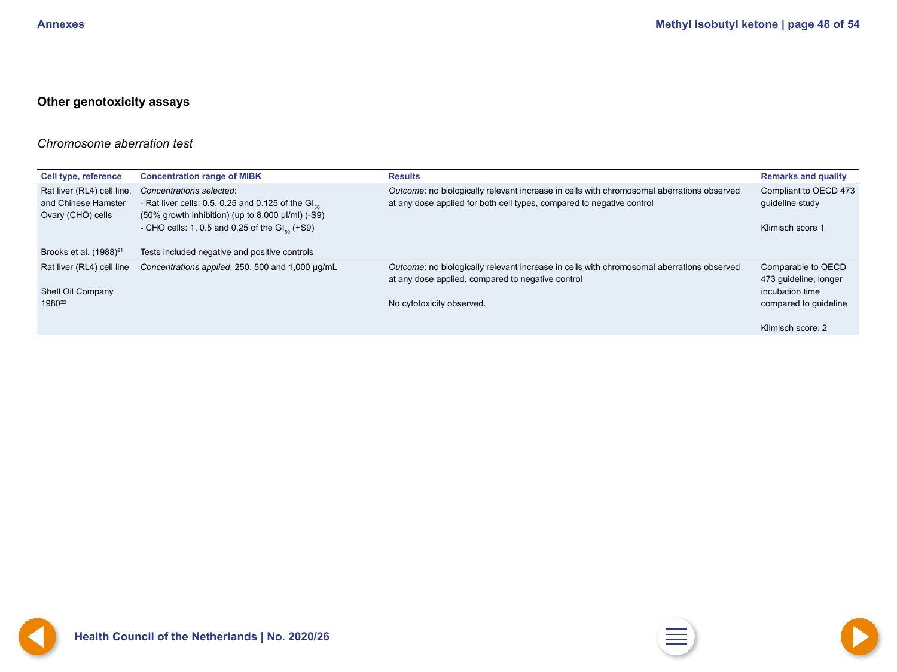### Other genotoxicity assays

*Chromosome aberration test*

| Cell type, reference | Concentration range of MIBK | Results | Remarks and quality |
|---|---|---|---|
| Rat liver (RL4) cell line, and Chinese Hamster Ovary (CHO) cells<br><br>Brooks et al. (1988)[21] | *Concentrations selected*:<br>- Rat liver cells: 0.5, 0.25 and 0.125 of the $GI_{50}$ (50% growth inhibition) (up to 8,000 µl/ml) (-S9)<br>- CHO cells: 1, 0.5 and 0,25 of the $GI_{50}$ (+S9)<br><br>Tests included negative and positive controls | *Outcome*: no biologically relevant increase in cells with chromosomal aberrations observed at any dose applied for both cell types, compared to negative control | Compliant to OECD 473 guideline study<br><br>Klimisch score 1 |
| Rat liver (RL4) cell line<br><br>Shell Oil Company 1980[22] | *Concentrations applied*: 250, 500 and 1,000 µg/mL | *Outcome*: no biologically relevant increase in cells with chromosomal aberrations observed at any dose applied, compared to negative control<br><br>No cytotoxicity observed. | Comparable to OECD 473 guideline; longer incubation time compared to guideline<br><br>Klimisch score: 2 |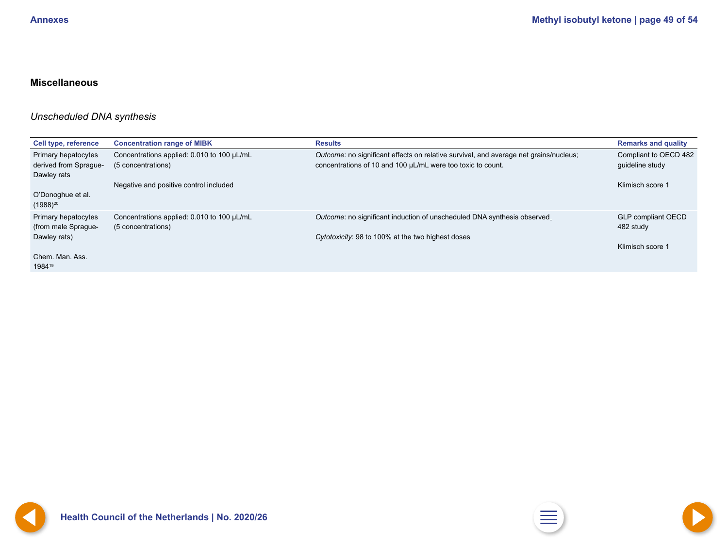## Miscellaneous

### *Unscheduled DNA synthesis*

| Cell type, reference | Concentration range of MIBK | Results | Remarks and quality |
|---|---|---|---|
| Primary hepatocytes derived from Sprague-Dawley rats<br><br>O'Donoghue et al. (1988)[20] | Concentrations applied: 0.010 to 100 µL/mL (5 concentrations)<br><br>Negative and positive control included | *Outcome*: no significant effects on relative survival, and average net grains/nucleus; concentrations of 10 and 100 µL/mL were too toxic to count. | Compliant to OECD 482 guideline study<br><br>Klimisch score 1 |
| Primary hepatocytes (from male Sprague-Dawley rats)<br><br>Chem. Man. Ass. 1984[19] | Concentrations applied: 0.010 to 100 µL/mL (5 concentrations) | *Outcome*: no significant induction of unscheduled DNA synthesis observed<br><br>*Cytotoxicity*: 98 to 100% at the two highest doses | GLP compliant OECD 482 study<br><br>Klimisch score 1 |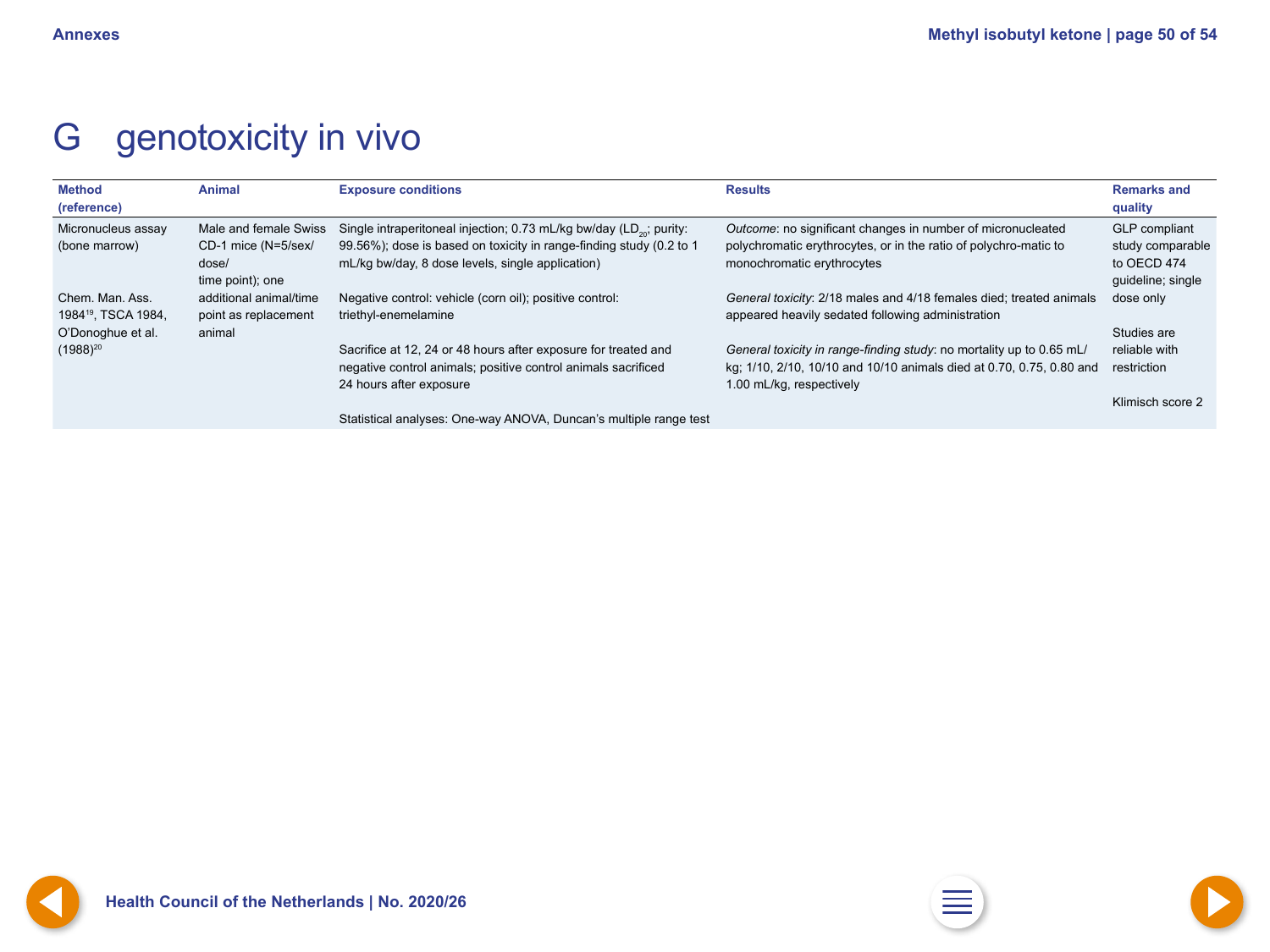# G genotoxicity in vivo

| Method (reference) | Animal | Exposure conditions | Results | Remarks and quality |
|---|---|---|---|---|
| Micronucleus assay (bone marrow)<br><br>Chem. Man. Ass. 1984[19], TSCA 1984, O'Donoghue et al. (1988)[20] | Male and female Swiss CD-1 mice (N=5/sex/dose/time point); one additional animal/time point as replacement animal | Single intraperitoneal injection; 0.73 mL/kg bw/day ($LD_{20}$; purity: 99.56%); dose is based on toxicity in range-finding study (0.2 to 1 mL/kg bw/day, 8 dose levels, single application)<br><br>Negative control: vehicle (corn oil); positive control: triethyl-enemelamine<br><br>Sacrifice at 12, 24 or 48 hours after exposure for treated and negative control animals; positive control animals sacrificed 24 hours after exposure<br><br>Statistical analyses: One-way ANOVA, Duncan's multiple range test | *Outcome*: no significant changes in number of micronucleated polychromatic erythrocytes, or in the ratio of polychro-matic to monochromatic erythrocytes<br><br>*General toxicity*: 2/18 males and 4/18 females died; treated animals appeared heavily sedated following administration<br><br>*General toxicity in range-finding study*: no mortality up to 0.65 mL/kg; 1/10, 2/10, 10/10 and 10/10 animals died at 0.70, 0.75, 0.80 and 1.00 mL/kg, respectively | GLP compliant study comparable to OECD 474 guideline; single dose only<br><br>Studies are reliable with restriction<br><br>Klimisch score 2 |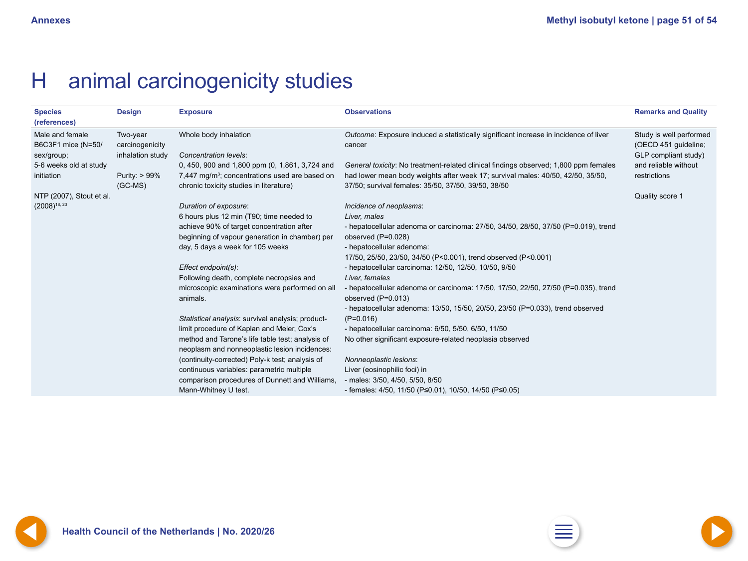# H animal carcinogenicity studies

| Species (references) | Design | Exposure | Observations | Remarks and Quality |
| --- | --- | --- | --- | --- |
| Male and female B6C3F1 mice (N=50/ sex/group; 5-6 weeks old at study initiation<br><br>NTP (2007), Stout et al. (2008)[18, 23] | Two-year carcinogenicity inhalation study<br><br>Purity: > 99% (GC-MS) | Whole body inhalation<br><br>*Concentration levels*:<br>0, 450, 900 and 1,800 ppm (0, 1,861, 3,724 and 7,447 mg/m$^3$; concentrations used are based on chronic toxicity studies in literature)<br><br>*Duration of exposure*:<br>6 hours plus 12 min (T90; time needed to achieve 90% of target concentration after beginning of vapour generation in chamber) per day, 5 days a week for 105 weeks<br><br>*Effect endpoint(s)*:<br>Following death, complete necropsies and microscopic examinations were performed on all animals.<br><br>*Statistical analysis*: survival analysis; product-limit procedure of Kaplan and Meier, Cox's method and Tarone's life table test; analysis of neoplasm and nonneoplastic lesion incidences: (continuity-corrected) Poly-k test; analysis of continuous variables: parametric multiple comparison procedures of Dunnett and Williams, Mann-Whitney U test. | *Outcome*: Exposure induced a statistically significant increase in incidence of liver cancer<br><br>*General toxicity*: No treatment-related clinical findings observed; 1,800 ppm females had lower mean body weights after week 17; survival males: 40/50, 42/50, 35/50, 37/50; survival females: 35/50, 37/50, 39/50, 38/50<br><br>*Incidence of neoplasms*:<br>*Liver, males*<br>- hepatocellular adenoma or carcinoma: 27/50, 34/50, 28/50, 37/50 (P=0.019), trend observed (P=0.028)<br>- hepatocellular adenoma:<br>17/50, 25/50, 23/50, 34/50 (P<0.001), trend observed (P<0.001)<br>- hepatocellular carcinoma: 12/50, 12/50, 10/50, 9/50<br>*Liver, females*<br>- hepatocellular adenoma or carcinoma: 17/50, 17/50, 22/50, 27/50 (P=0.035), trend observed (P=0.013)<br>- hepatocellular adenoma: 13/50, 15/50, 20/50, 23/50 (P=0.033), trend observed (P=0.016)<br>- hepatocellular carcinoma: 6/50, 5/50, 6/50, 11/50<br>No other significant exposure-related neoplasia observed<br><br>*Nonneoplastic lesions*:<br>Liver (eosinophilic foci) in<br>- males: 3/50, 4/50, 5/50, 8/50<br>- females: 4/50, 11/50 (P≤0.01), 10/50, 14/50 (P≤0.05) | Study is well performed (OECD 451 guideline; GLP compliant study) and reliable without restrictions<br><br>Quality score 1 |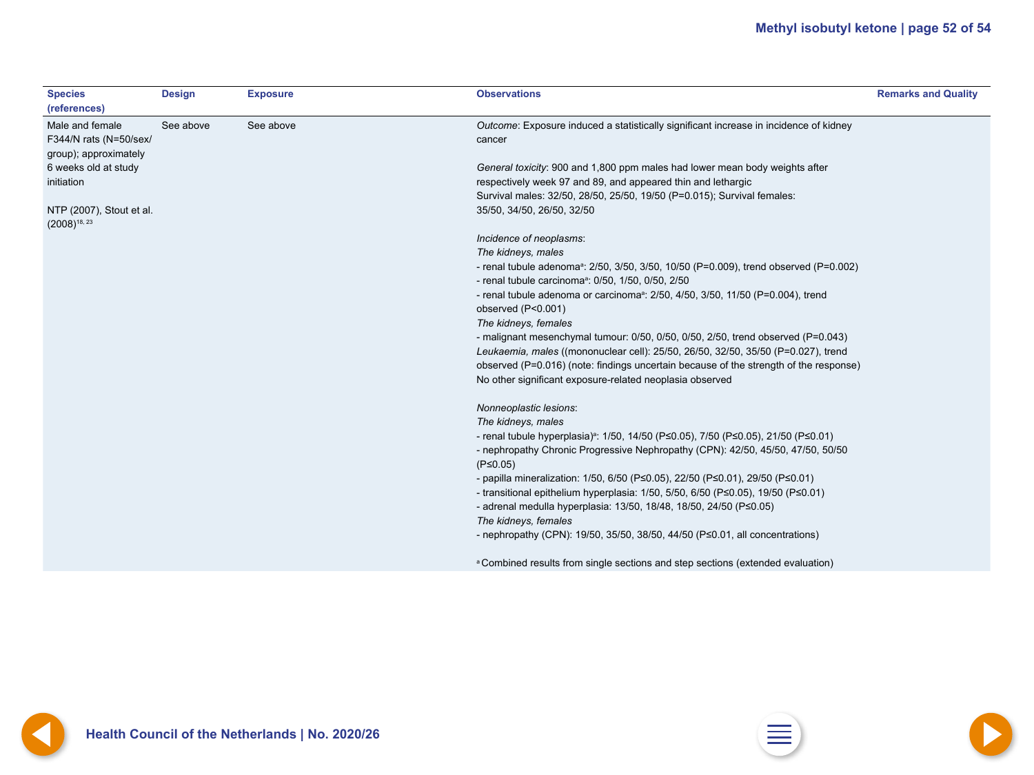| Species (references) | Design | Exposure | Observations | Remarks and Quality |
|---|---|---|---|---|
| Male and female F344/N rats (N=50/sex/group); approximately 6 weeks old at study initiation<br><br>NTP (2007), Stout et al. (2008)[18, 23] | See above | See above | *Outcome*: Exposure induced a statistically significant increase in incidence of kidney cancer<br><br>*General toxicity*: 900 and 1,800 ppm males had lower mean body weights after respectively week 97 and 89, and appeared thin and lethargic<br>Survival males: 32/50, 28/50, 25/50, 19/50 (P=0.015); Survival females: 35/50, 34/50, 26/50, 32/50<br><br>*Incidence of neoplasms*:<br>*The kidneys, males*<br>- renal tubule adenoma[a]: 2/50, 3/50, 3/50, 10/50 (P=0.009), trend observed (P=0.002)<br>- renal tubule carcinoma[a]: 0/50, 1/50, 0/50, 2/50<br>- renal tubule adenoma or carcinoma[a]: 2/50, 4/50, 3/50, 11/50 (P=0.004), trend observed (P<0.001)<br>*The kidneys, females*<br>- malignant mesenchymal tumour: 0/50, 0/50, 0/50, 2/50, trend observed (P=0.043)<br>*Leukaemia, males* ((mononuclear cell): 25/50, 26/50, 32/50, 35/50 (P=0.027), trend observed (P=0.016) (note: findings uncertain because of the strength of the response)<br>No other significant exposure-related neoplasia observed<br><br>*Nonneoplastic lesions*:<br>*The kidneys, males*<br>- renal tubule hyperplasia)[a]: 1/50, 14/50 (P≤0.05), 7/50 (P≤0.05), 21/50 (P≤0.01)<br>- nephropathy Chronic Progressive Nephropathy (CPN): 42/50, 45/50, 47/50, 50/50 (P≤0.05)<br>- papilla mineralization: 1/50, 6/50 (P≤0.05), 22/50 (P≤0.01), 29/50 (P≤0.01)<br>- transitional epithelium hyperplasia: 1/50, 5/50, 6/50 (P≤0.05), 19/50 (P≤0.01)<br>- adrenal medulla hyperplasia: 13/50, 18/48, 18/50, 24/50 (P≤0.05)<br>*The kidneys, females*<br>- nephropathy (CPN): 19/50, 35/50, 38/50, 44/50 (P≤0.01, all concentrations)<br><br>[a] Combined results from single sections and step sections (extended evaluation) | |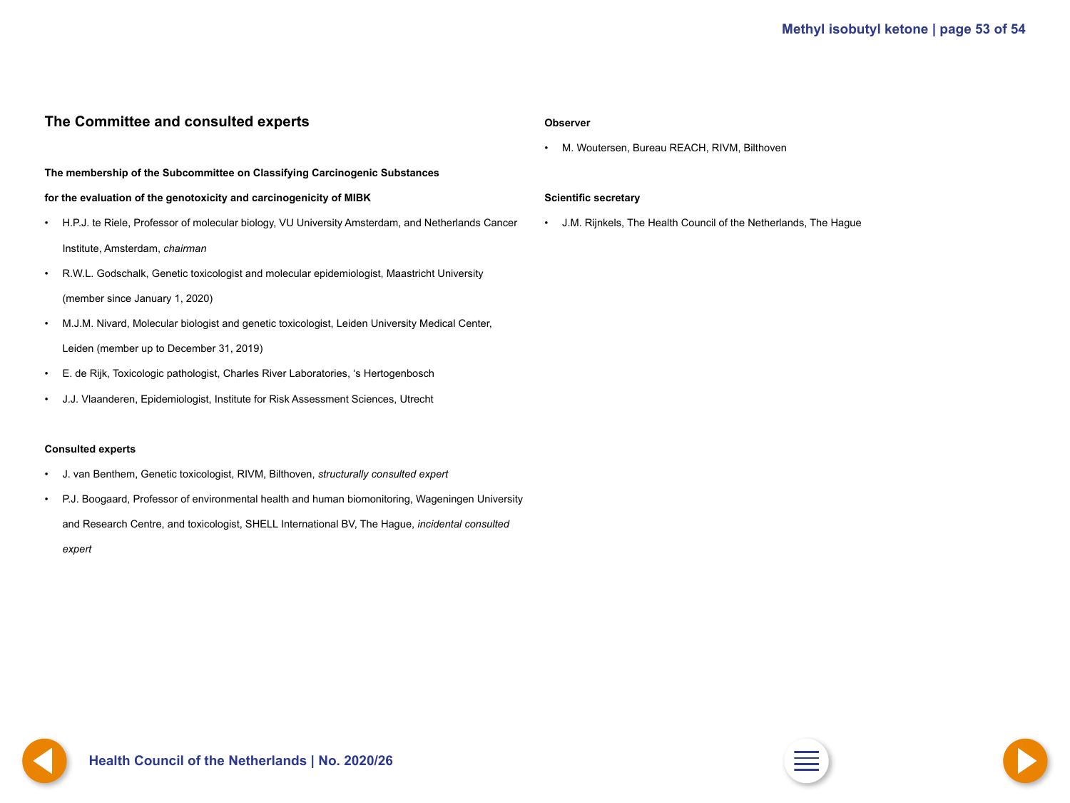## The Committee and consulted experts

**The membership of the Subcommittee on Classifying Carcinogenic Substances for the evaluation of the genotoxicity and carcinogenicity of MIBK**

- H.P.J. te Riele, Professor of molecular biology, VU University Amsterdam, and Netherlands Cancer Institute, Amsterdam, *chairman*
- R.W.L. Godschalk, Genetic toxicologist and molecular epidemiologist, Maastricht University (member since January 1, 2020)
- M.J.M. Nivard, Molecular biologist and genetic toxicologist, Leiden University Medical Center, Leiden (member up to December 31, 2019)
- E. de Rijk, Toxicologic pathologist, Charles River Laboratories, 's Hertogenbosch
- J.J. Vlaanderen, Epidemiologist, Institute for Risk Assessment Sciences, Utrecht

**Consulted experts**

- J. van Benthem, Genetic toxicologist, RIVM, Bilthoven, *structurally consulted expert*
- P.J. Boogaard, Professor of environmental health and human biomonitoring, Wageningen University and Research Centre, and toxicologist, SHELL International BV, The Hague, *incidental consulted expert*

**Observer**

- M. Woutersen, Bureau REACH, RIVM, Bilthoven

**Scientific secretary**

- J.M. Rijnkels, The Health Council of the Netherlands, The Hague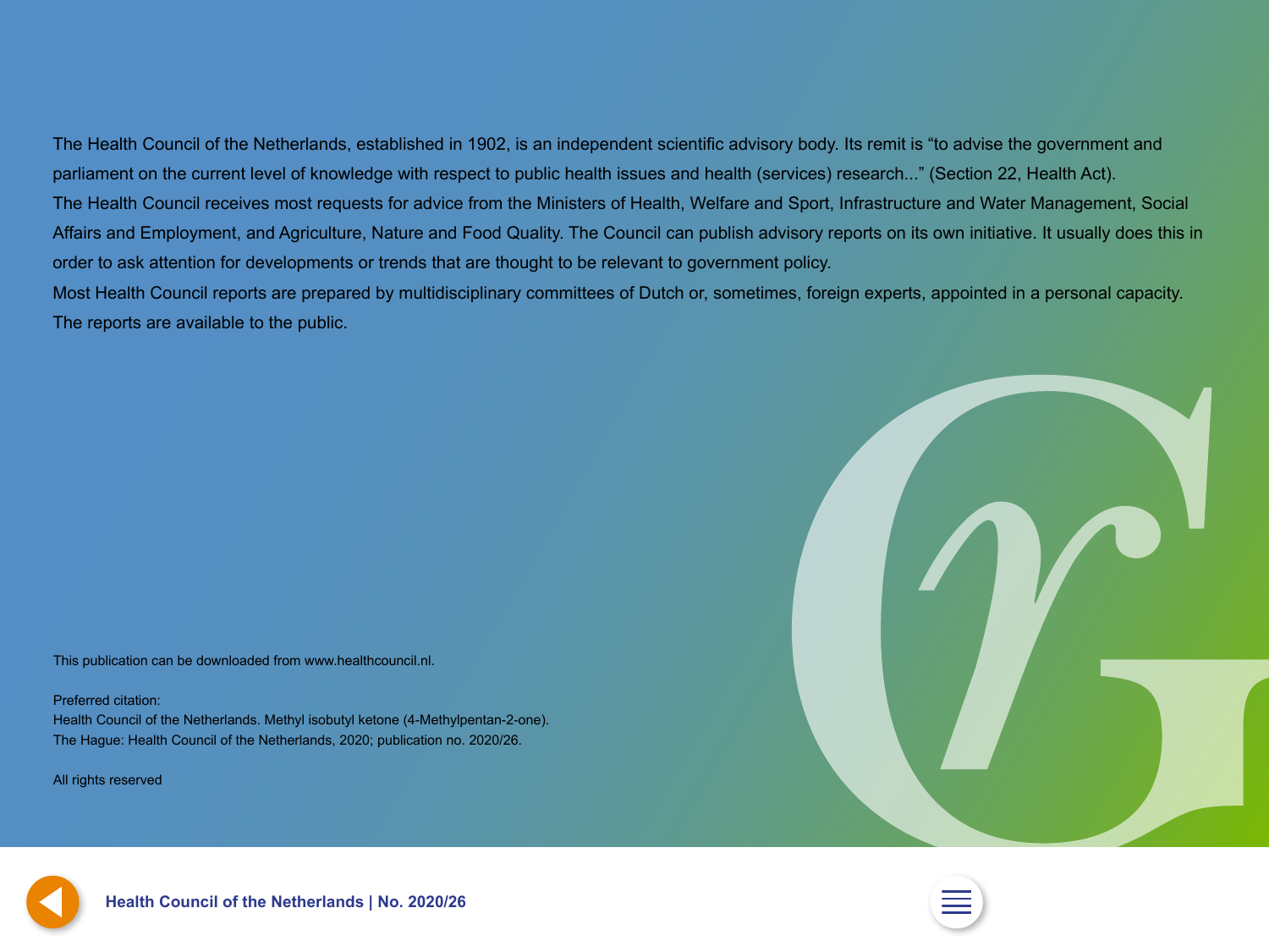The Health Council of the Netherlands, established in 1902, is an independent scientific advisory body. Its remit is "to advise the government and parliament on the current level of knowledge with respect to public health issues and health (services) research..." (Section 22, Health Act).

The Health Council receives most requests for advice from the Ministers of Health, Welfare and Sport, Infrastructure and Water Management, Social Affairs and Employment, and Agriculture, Nature and Food Quality. The Council can publish advisory reports on its own initiative. It usually does this in order to ask attention for developments or trends that are thought to be relevant to government policy.

Most Health Council reports are prepared by multidisciplinary committees of Dutch or, sometimes, foreign experts, appointed in a personal capacity. The reports are available to the public.

This publication can be downloaded from www.healthcouncil.nl.

Preferred citation:
Health Council of the Netherlands. Methyl isobutyl ketone (4-Methylpentan-2-one). The Hague: Health Council of the Netherlands, 2020; publication no. 2020/26.

All rights reserved